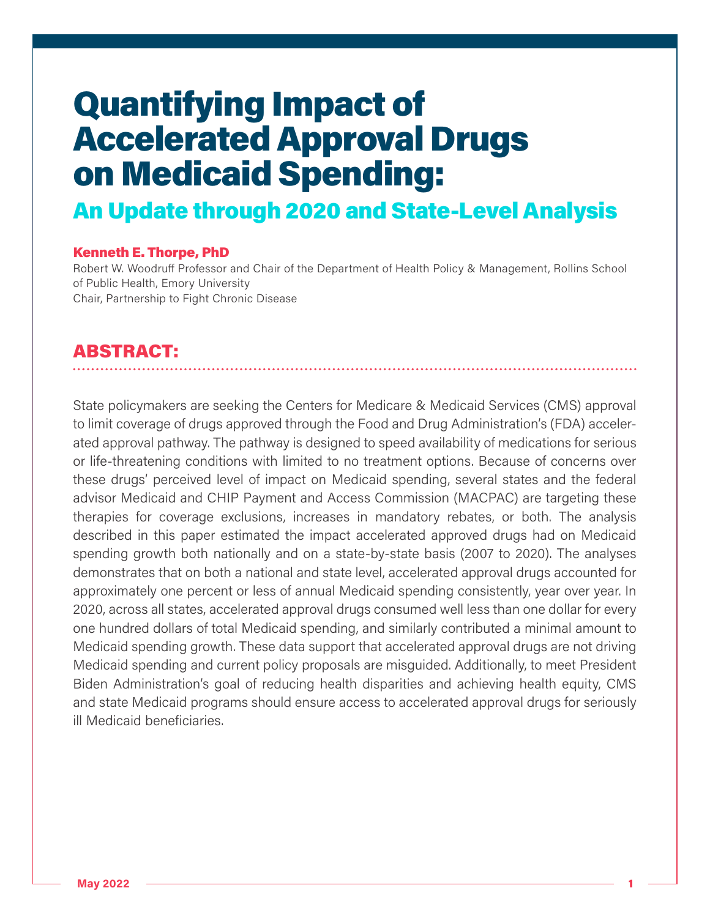# Quantifying Impact of Accelerated Approval Drugs on Medicaid Spending:

## An Update through 2020 and State-Level Analysis

**Kenneth E. Thorpe, PhD**

Robert W. Woodruff Professor and Chair of the Department of Health Policy & Management, Rollins School of Public Health, Emory University

Chair, Partnership to Fight Chronic Disease

## ABSTRACT:

State policymakers are seeking the Centers for Medicare & Medicaid Services (CMS) approval to limit coverage of drugs approved through the Food and Drug Administration's (FDA) accelerated approval pathway. The pathway is designed to speed availability of medications for serious or life-threatening conditions with limited to no treatment options. Because of concerns over these drugs' perceived level of impact on Medicaid spending, several states and the federal advisor Medicaid and CHIP Payment and Access Commission (MACPAC) are targeting these therapies for coverage exclusions, increases in mandatory rebates, or both. The analysis described in this paper estimated the impact accelerated approved drugs had on Medicaid spending growth both nationally and on a state-by-state basis (2007 to 2020). The analyses demonstrates that on both a national and state level, accelerated approval drugs accounted for approximately one percent or less of annual Medicaid spending consistently, year over year. In 2020, across all states, accelerated approval drugs consumed well less than one dollar for every one hundred dollars of total Medicaid spending, and similarly contributed a minimal amount to Medicaid spending growth. These data support that accelerated approval drugs are not driving Medicaid spending and current policy proposals are misguided. Additionally, to meet President Biden Administration's goal of reducing health disparities and achieving health equity, CMS and state Medicaid programs should ensure access to accelerated approval drugs for seriously ill Medicaid beneficiaries.

May 2022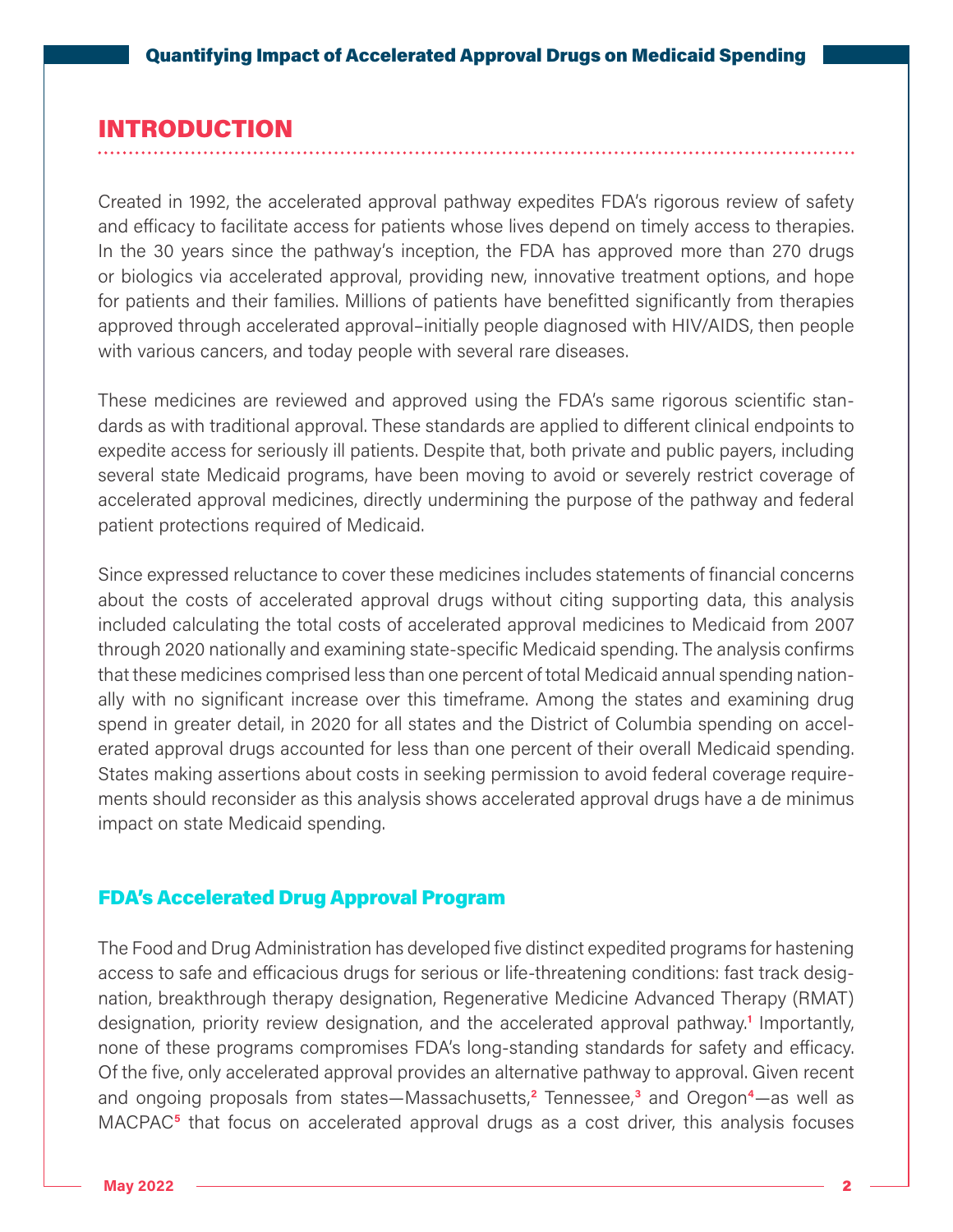## INTRODUCTION

Created in 1992, the accelerated approval pathway expedites FDA's rigorous review of safety and efficacy to facilitate access for patients whose lives depend on timely access to therapies. In the 30 years since the pathway's inception, the FDA has approved more than 270 drugs or biologics via accelerated approval, providing new, innovative treatment options, and hope for patients and their families. Millions of patients have benefitted significantly from therapies approved through accelerated approval–initially people diagnosed with HIV/AIDS, then people with various cancers, and today people with several rare diseases.

These medicines are reviewed and approved using the FDA's same rigorous scientific standards as with traditional approval. These standards are applied to different clinical endpoints to expedite access for seriously ill patients. Despite that, both private and public payers, including several state Medicaid programs, have been moving to avoid or severely restrict coverage of accelerated approval medicines, directly undermining the purpose of the pathway and federal patient protections required of Medicaid.

Since expressed reluctance to cover these medicines includes statements of financial concerns about the costs of accelerated approval drugs without citing supporting data, this analysis included calculating the total costs of accelerated approval medicines to Medicaid from 2007 through 2020 nationally and examining state-specific Medicaid spending. The analysis confirms that these medicines comprised less than one percent of total Medicaid annual spending nationally with no significant increase over this timeframe. Among the states and examining drug spend in greater detail, in 2020 for all states and the District of Columbia spending on accelerated approval drugs accounted for less than one percent of their overall Medicaid spending. States making assertions about costs in seeking permission to avoid federal coverage requirements should reconsider as this analysis shows accelerated approval drugs have a de minimus impact on state Medicaid spending.

### FDA's Accelerated Drug Approval Program

The Food and Drug Administration has developed five distinct expedited programs for hastening access to safe and efficacious drugs for serious or life-threatening conditions: fast track designation, breakthrough therapy designation, Regenerative Medicine Advanced Therapy (RMAT) designation, priority review designation, and the accelerated approval pathway.[1] Importantly, none of these programs compromises FDA's long-standing standards for safety and efficacy. Of the five, only accelerated approval provides an alternative pathway to approval. Given recent and ongoing proposals from states—Massachusetts,[2] Tennessee,[3] and Oregon[4]—as well as MACPAC[5] that focus on accelerated approval drugs as a cost driver, this analysis focuses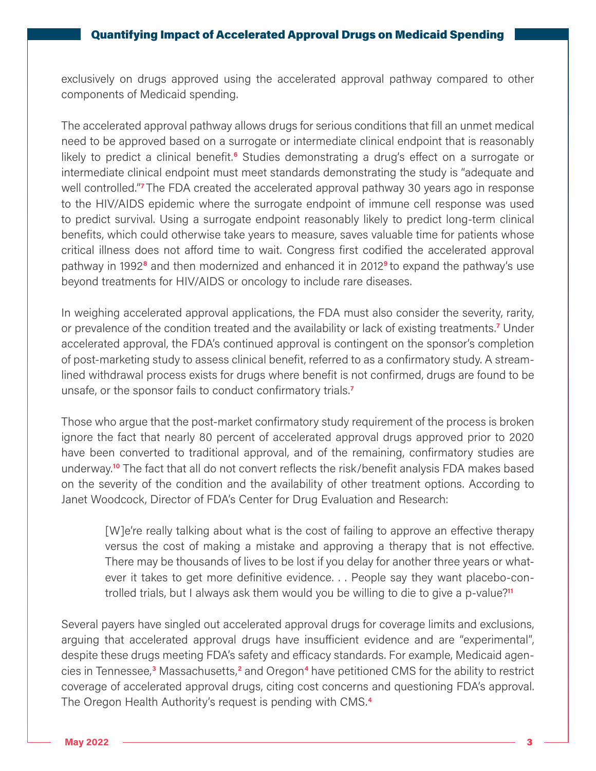exclusively on drugs approved using the accelerated approval pathway compared to other components of Medicaid spending.

The accelerated approval pathway allows drugs for serious conditions that fill an unmet medical need to be approved based on a surrogate or intermediate clinical endpoint that is reasonably likely to predict a clinical benefit.[6] Studies demonstrating a drug's effect on a surrogate or intermediate clinical endpoint must meet standards demonstrating the study is "adequate and well controlled."[7] The FDA created the accelerated approval pathway 30 years ago in response to the HIV/AIDS epidemic where the surrogate endpoint of immune cell response was used to predict survival. Using a surrogate endpoint reasonably likely to predict long-term clinical benefits, which could otherwise take years to measure, saves valuable time for patients whose critical illness does not afford time to wait. Congress first codified the accelerated approval pathway in 1992[8] and then modernized and enhanced it in 2012[9] to expand the pathway's use beyond treatments for HIV/AIDS or oncology to include rare diseases.

In weighing accelerated approval applications, the FDA must also consider the severity, rarity, or prevalence of the condition treated and the availability or lack of existing treatments.[7] Under accelerated approval, the FDA's continued approval is contingent on the sponsor's completion of post-marketing study to assess clinical benefit, referred to as a confirmatory study. A streamlined withdrawal process exists for drugs where benefit is not confirmed, drugs are found to be unsafe, or the sponsor fails to conduct confirmatory trials.[7]

Those who argue that the post-market confirmatory study requirement of the process is broken ignore the fact that nearly 80 percent of accelerated approval drugs approved prior to 2020 have been converted to traditional approval, and of the remaining, confirmatory studies are underway.[10] The fact that all do not convert reflects the risk/benefit analysis FDA makes based on the severity of the condition and the availability of other treatment options. According to Janet Woodcock, Director of FDA's Center for Drug Evaluation and Research:

> [W]e're really talking about what is the cost of failing to approve an effective therapy versus the cost of making a mistake and approving a therapy that is not effective. There may be thousands of lives to be lost if you delay for another three years or whatever it takes to get more definitive evidence. . . People say they want placebo-controlled trials, but I always ask them would you be willing to die to give a p-value?[11]

Several payers have singled out accelerated approval drugs for coverage limits and exclusions, arguing that accelerated approval drugs have insufficient evidence and are "experimental", despite these drugs meeting FDA's safety and efficacy standards. For example, Medicaid agencies in Tennessee,[3] Massachusetts,[2] and Oregon[4] have petitioned CMS for the ability to restrict coverage of accelerated approval drugs, citing cost concerns and questioning FDA's approval. The Oregon Health Authority's request is pending with CMS.[4]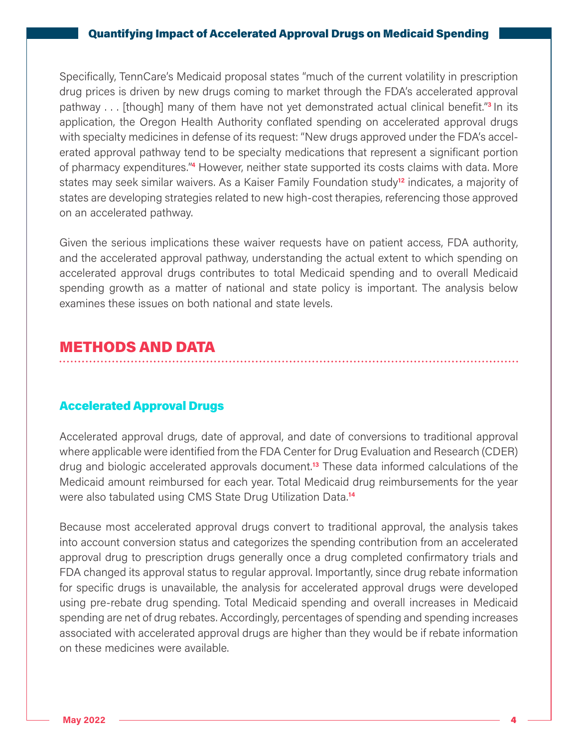Specifically, TennCare's Medicaid proposal states "much of the current volatility in prescription drug prices is driven by new drugs coming to market through the FDA's accelerated approval pathway . . . [though] many of them have not yet demonstrated actual clinical benefit."[3] In its application, the Oregon Health Authority conflated spending on accelerated approval drugs with specialty medicines in defense of its request: "New drugs approved under the FDA's accelerated approval pathway tend to be specialty medications that represent a significant portion of pharmacy expenditures."[4] However, neither state supported its costs claims with data. More states may seek similar waivers. As a Kaiser Family Foundation study[12] indicates, a majority of states are developing strategies related to new high-cost therapies, referencing those approved on an accelerated pathway.

Given the serious implications these waiver requests have on patient access, FDA authority, and the accelerated approval pathway, understanding the actual extent to which spending on accelerated approval drugs contributes to total Medicaid spending and to overall Medicaid spending growth as a matter of national and state policy is important. The analysis below examines these issues on both national and state levels.

## METHODS AND DATA

### Accelerated Approval Drugs

Accelerated approval drugs, date of approval, and date of conversions to traditional approval where applicable were identified from the FDA Center for Drug Evaluation and Research (CDER) drug and biologic accelerated approvals document.[13] These data informed calculations of the Medicaid amount reimbursed for each year. Total Medicaid drug reimbursements for the year were also tabulated using CMS State Drug Utilization Data.[14]

Because most accelerated approval drugs convert to traditional approval, the analysis takes into account conversion status and categorizes the spending contribution from an accelerated approval drug to prescription drugs generally once a drug completed confirmatory trials and FDA changed its approval status to regular approval. Importantly, since drug rebate information for specific drugs is unavailable, the analysis for accelerated approval drugs were developed using pre-rebate drug spending. Total Medicaid spending and overall increases in Medicaid spending are net of drug rebates. Accordingly, percentages of spending and spending increases associated with accelerated approval drugs are higher than they would be if rebate information on these medicines were available.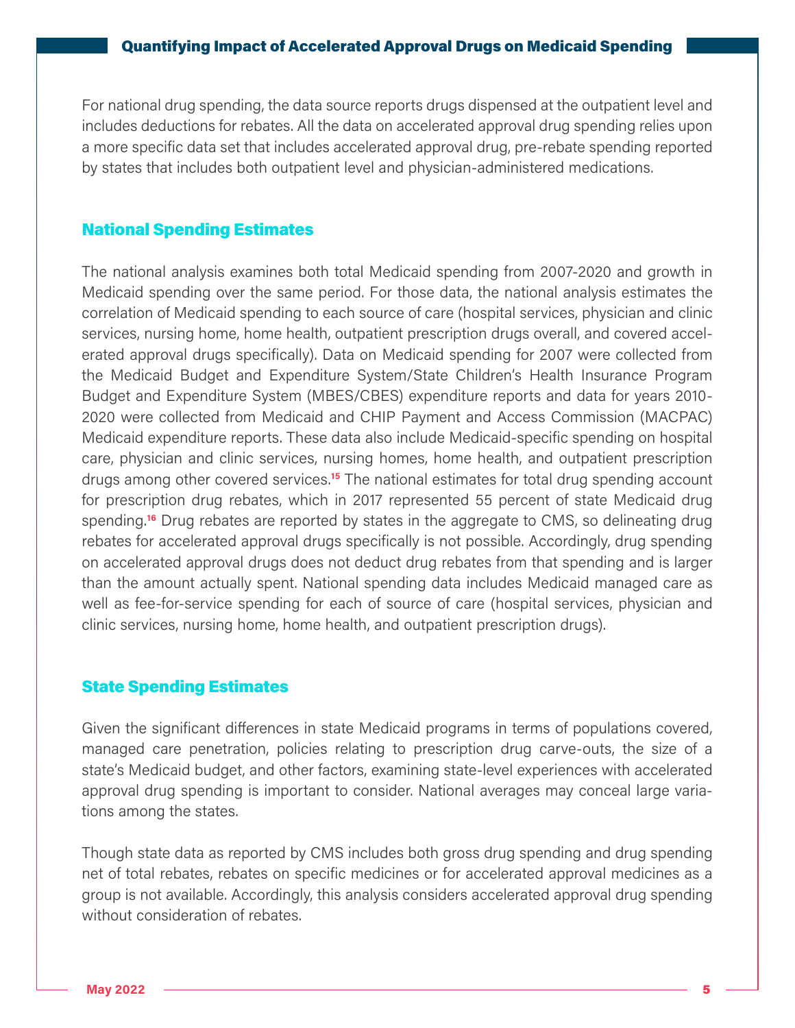For national drug spending, the data source reports drugs dispensed at the outpatient level and includes deductions for rebates. All the data on accelerated approval drug spending relies upon a more specific data set that includes accelerated approval drug, pre-rebate spending reported by states that includes both outpatient level and physician-administered medications.

## National Spending Estimates

The national analysis examines both total Medicaid spending from 2007-2020 and growth in Medicaid spending over the same period. For those data, the national analysis estimates the correlation of Medicaid spending to each source of care (hospital services, physician and clinic services, nursing home, home health, outpatient prescription drugs overall, and covered accelerated approval drugs specifically). Data on Medicaid spending for 2007 were collected from the Medicaid Budget and Expenditure System/State Children's Health Insurance Program Budget and Expenditure System (MBES/CBES) expenditure reports and data for years 2010-2020 were collected from Medicaid and CHIP Payment and Access Commission (MACPAC) Medicaid expenditure reports. These data also include Medicaid-specific spending on hospital care, physician and clinic services, nursing homes, home health, and outpatient prescription drugs among other covered services.[15] The national estimates for total drug spending account for prescription drug rebates, which in 2017 represented 55 percent of state Medicaid drug spending.[16] Drug rebates are reported by states in the aggregate to CMS, so delineating drug rebates for accelerated approval drugs specifically is not possible. Accordingly, drug spending on accelerated approval drugs does not deduct drug rebates from that spending and is larger than the amount actually spent. National spending data includes Medicaid managed care as well as fee-for-service spending for each of source of care (hospital services, physician and clinic services, nursing home, home health, and outpatient prescription drugs).

## State Spending Estimates

Given the significant differences in state Medicaid programs in terms of populations covered, managed care penetration, policies relating to prescription drug carve-outs, the size of a state's Medicaid budget, and other factors, examining state-level experiences with accelerated approval drug spending is important to consider. National averages may conceal large variations among the states.

Though state data as reported by CMS includes both gross drug spending and drug spending net of total rebates, rebates on specific medicines or for accelerated approval medicines as a group is not available. Accordingly, this analysis considers accelerated approval drug spending without consideration of rebates.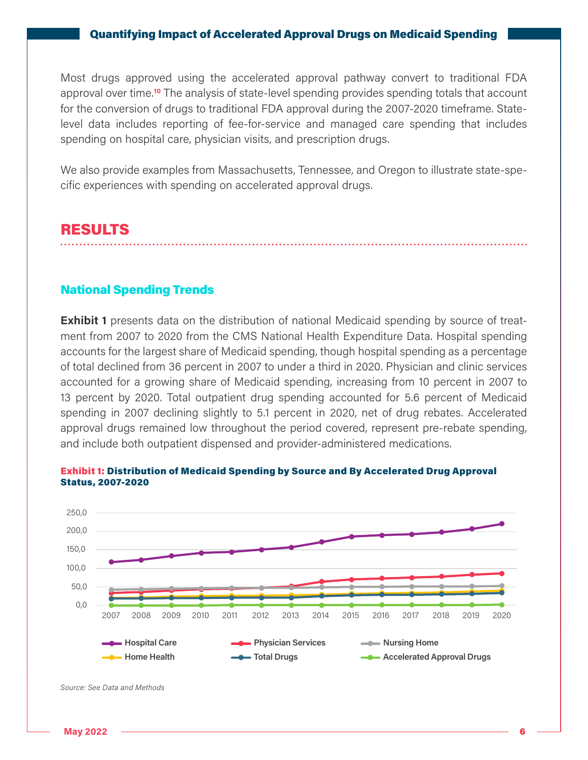Most drugs approved using the accelerated approval pathway convert to traditional FDA approval over time.[10] The analysis of state-level spending provides spending totals that account for the conversion of drugs to traditional FDA approval during the 2007-2020 timeframe. State-level data includes reporting of fee-for-service and managed care spending that includes spending on hospital care, physician visits, and prescription drugs.

We also provide examples from Massachusetts, Tennessee, and Oregon to illustrate state-specific experiences with spending on accelerated approval drugs.

# RESULTS

## National Spending Trends

**Exhibit 1** presents data on the distribution of national Medicaid spending by source of treatment from 2007 to 2020 from the CMS National Health Expenditure Data. Hospital spending accounts for the largest share of Medicaid spending, though hospital spending as a percentage of total declined from 36 percent in 2007 to under a third in 2020. Physician and clinic services accounted for a growing share of Medicaid spending, increasing from 10 percent in 2007 to 13 percent by 2020. Total outpatient drug spending accounted for 5.6 percent of Medicaid spending in 2007 declining slightly to 5.1 percent in 2020, net of drug rebates. Accelerated approval drugs remained low throughout the period covered, represent pre-rebate spending, and include both outpatient dispensed and provider-administered medications.

**Exhibit 1: Distribution of Medicaid Spending by Source and By Accelerated Drug Approval Status, 2007-2020**

Y-axis: 0,0 · 50,0 · 100,0 · 150,0 · 200,0 · 250,0

X-axis: 2007 · 2008 · 2009 · 2010 · 2011 · 2012 · 2013 · 2014 · 2015 · 2016 · 2017 · 2018 · 2019 · 2020

Legend: Hospital Care · Physician Services · Nursing Home · Home Health · Total Drugs · Accelerated Approval Drugs

*Source: See Data and Methods*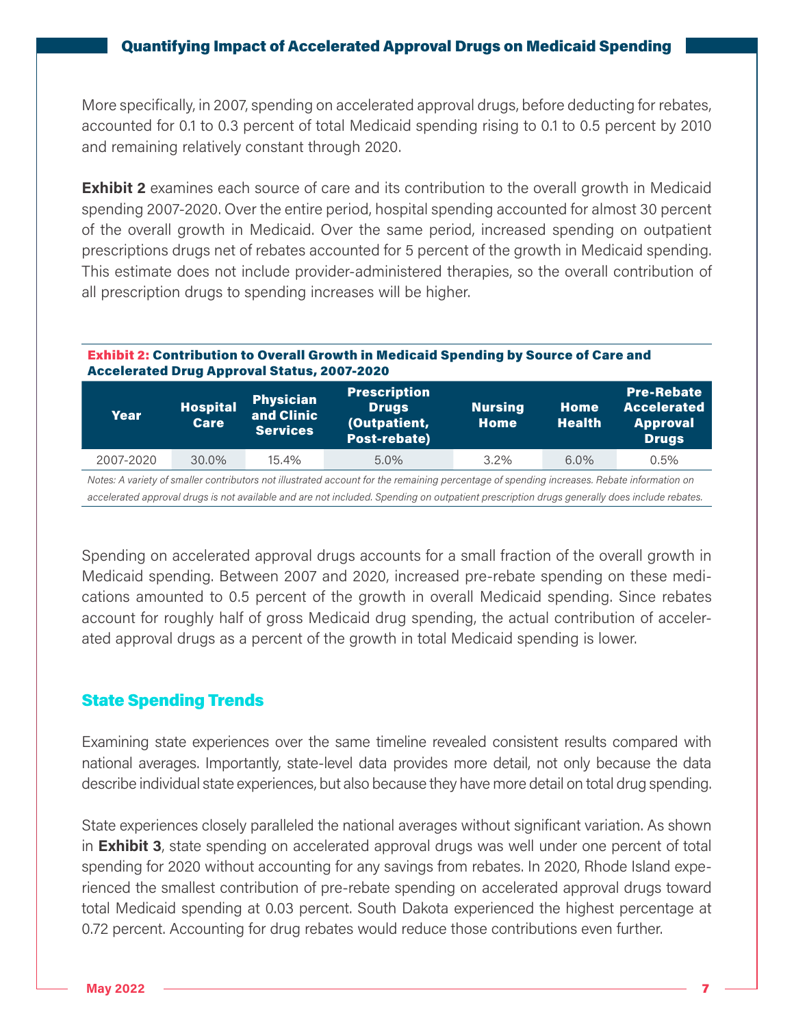More specifically, in 2007, spending on accelerated approval drugs, before deducting for rebates, accounted for 0.1 to 0.3 percent of total Medicaid spending rising to 0.1 to 0.5 percent by 2010 and remaining relatively constant through 2020.

**Exhibit 2** examines each source of care and its contribution to the overall growth in Medicaid spending 2007-2020. Over the entire period, hospital spending accounted for almost 30 percent of the overall growth in Medicaid. Over the same period, increased spending on outpatient prescriptions drugs net of rebates accounted for 5 percent of the growth in Medicaid spending. This estimate does not include provider-administered therapies, so the overall contribution of all prescription drugs to spending increases will be higher.

**Exhibit 2: Contribution to Overall Growth in Medicaid Spending by Source of Care and Accelerated Drug Approval Status, 2007-2020**

| Year | Hospital Care | Physician and Clinic Services | Prescription Drugs (Outpatient, Post-rebate) | Nursing Home | Home Health | Pre-Rebate Accelerated Approval Drugs |
|---|---|---|---|---|---|---|
| 2007-2020 | 30.0% | 15.4% | 5.0% | 3.2% | 6.0% | 0.5% |

*Notes: A variety of smaller contributors not illustrated account for the remaining percentage of spending increases. Rebate information on accelerated approval drugs is not available and are not included. Spending on outpatient prescription drugs generally does include rebates.*

Spending on accelerated approval drugs accounts for a small fraction of the overall growth in Medicaid spending. Between 2007 and 2020, increased pre-rebate spending on these medications amounted to 0.5 percent of the growth in overall Medicaid spending. Since rebates account for roughly half of gross Medicaid drug spending, the actual contribution of accelerated approval drugs as a percent of the growth in total Medicaid spending is lower.

## State Spending Trends

Examining state experiences over the same timeline revealed consistent results compared with national averages. Importantly, state-level data provides more detail, not only because the data describe individual state experiences, but also because they have more detail on total drug spending.

State experiences closely paralleled the national averages without significant variation. As shown in **Exhibit 3**, state spending on accelerated approval drugs was well under one percent of total spending for 2020 without accounting for any savings from rebates. In 2020, Rhode Island experienced the smallest contribution of pre-rebate spending on accelerated approval drugs toward total Medicaid spending at 0.03 percent. South Dakota experienced the highest percentage at 0.72 percent. Accounting for drug rebates would reduce those contributions even further.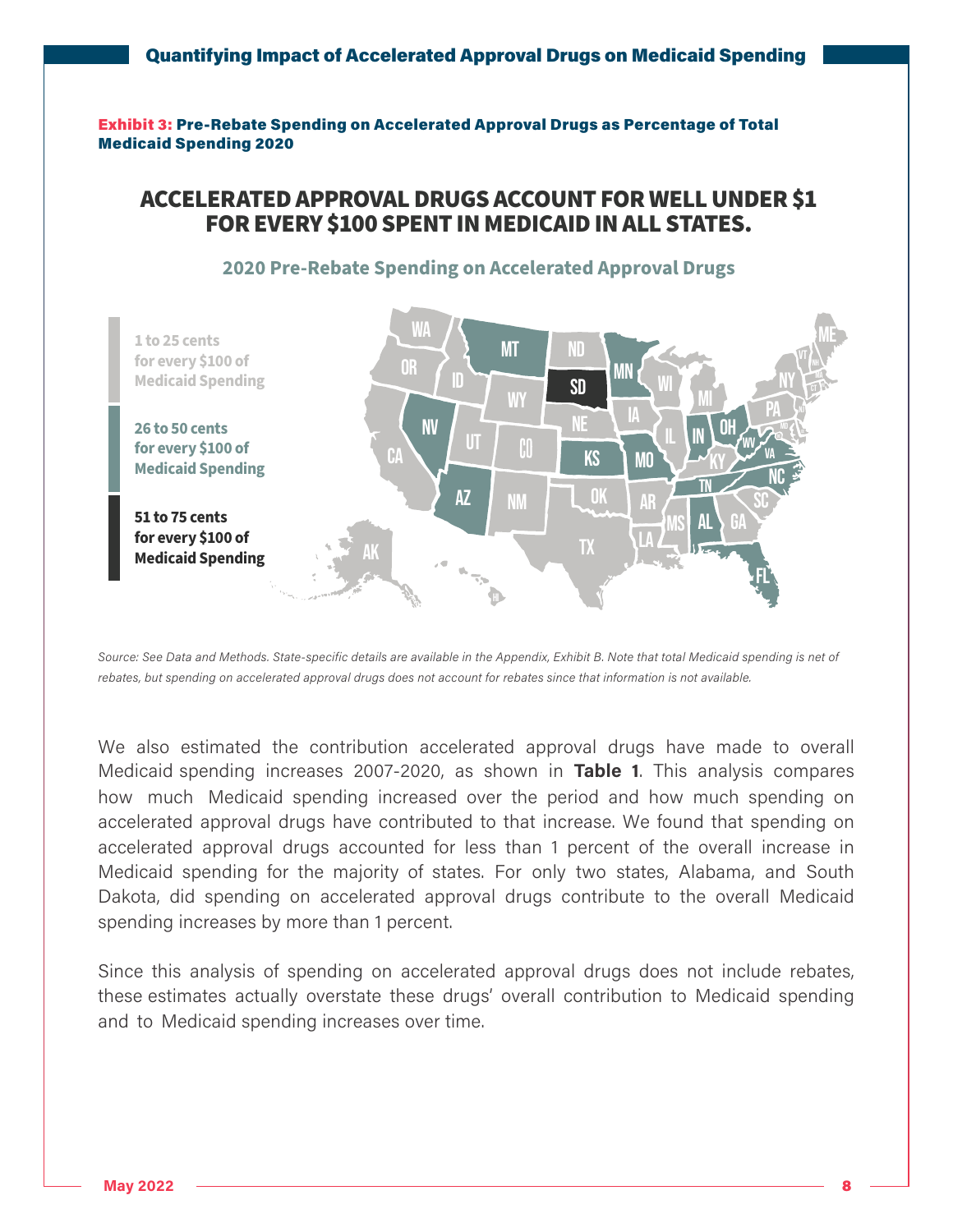**Exhibit 3: Pre-Rebate Spending on Accelerated Approval Drugs as Percentage of Total Medicaid Spending 2020**

## ACCELERATED APPROVAL DRUGS ACCOUNT FOR WELL UNDER $1 FOR EVERY $100 SPENT IN MEDICAID IN ALL STATES.

### 2020 Pre-Rebate Spending on Accelerated Approval Drugs

- **1 to 25 cents for every $100 of Medicaid Spending**
- **26 to 50 cents for every $100 of Medicaid Spending**
- **51 to 75 cents for every $100 of Medicaid Spending**

*Source: See Data and Methods. State-specific details are available in the Appendix, Exhibit B. Note that total Medicaid spending is net of rebates, but spending on accelerated approval drugs does not account for rebates since that information is not available.*

We also estimated the contribution accelerated approval drugs have made to overall Medicaid spending increases 2007-2020, as shown in **Table 1**. This analysis compares how much Medicaid spending increased over the period and how much spending on accelerated approval drugs have contributed to that increase. We found that spending on accelerated approval drugs accounted for less than 1 percent of the overall increase in Medicaid spending for the majority of states. For only two states, Alabama, and South Dakota, did spending on accelerated approval drugs contribute to the overall Medicaid spending increases by more than 1 percent.

Since this analysis of spending on accelerated approval drugs does not include rebates, these estimates actually overstate these drugs' overall contribution to Medicaid spending and to Medicaid spending increases over time.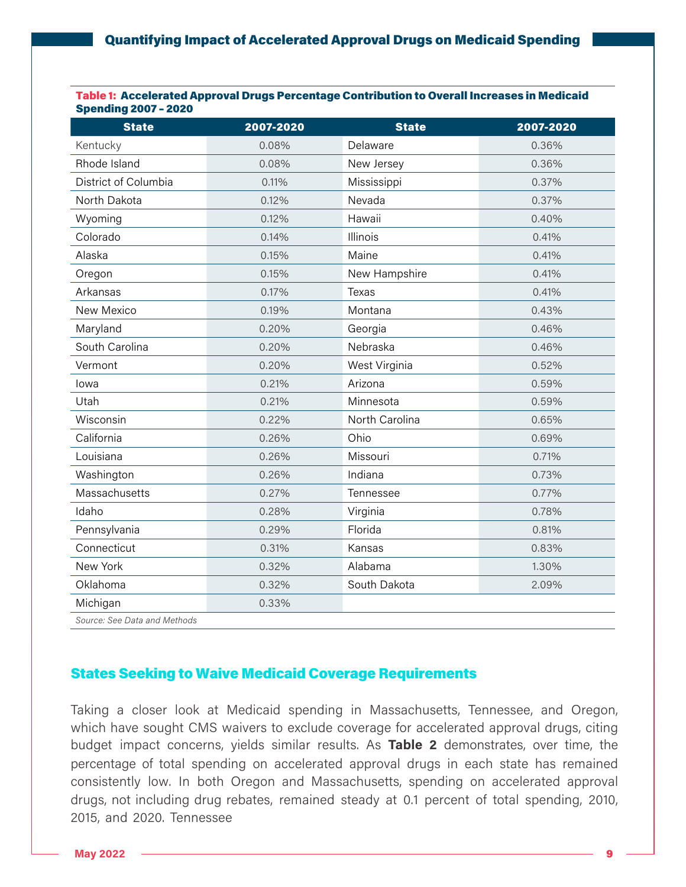**Table 1: Accelerated Approval Drugs Percentage Contribution to Overall Increases in Medicaid Spending 2007 – 2020**

| State | 2007-2020 | State | 2007-2020 |
|---|---|---|---|
| Kentucky | 0.08% | Delaware | 0.36% |
| Rhode Island | 0.08% | New Jersey | 0.36% |
| District of Columbia | 0.11% | Mississippi | 0.37% |
| North Dakota | 0.12% | Nevada | 0.37% |
| Wyoming | 0.12% | Hawaii | 0.40% |
| Colorado | 0.14% | Illinois | 0.41% |
| Alaska | 0.15% | Maine | 0.41% |
| Oregon | 0.15% | New Hampshire | 0.41% |
| Arkansas | 0.17% | Texas | 0.41% |
| New Mexico | 0.19% | Montana | 0.43% |
| Maryland | 0.20% | Georgia | 0.46% |
| South Carolina | 0.20% | Nebraska | 0.46% |
| Vermont | 0.20% | West Virginia | 0.52% |
| Iowa | 0.21% | Arizona | 0.59% |
| Utah | 0.21% | Minnesota | 0.59% |
| Wisconsin | 0.22% | North Carolina | 0.65% |
| California | 0.26% | Ohio | 0.69% |
| Louisiana | 0.26% | Missouri | 0.71% |
| Washington | 0.26% | Indiana | 0.73% |
| Massachusetts | 0.27% | Tennessee | 0.77% |
| Idaho | 0.28% | Virginia | 0.78% |
| Pennsylvania | 0.29% | Florida | 0.81% |
| Connecticut | 0.31% | Kansas | 0.83% |
| New York | 0.32% | Alabama | 1.30% |
| Oklahoma | 0.32% | South Dakota | 2.09% |
| Michigan | 0.33% | | |

*Source: See Data and Methods*

## States Seeking to Waive Medicaid Coverage Requirements

Taking a closer look at Medicaid spending in Massachusetts, Tennessee, and Oregon, which have sought CMS waivers to exclude coverage for accelerated approval drugs, citing budget impact concerns, yields similar results. As **Table 2** demonstrates, over time, the percentage of total spending on accelerated approval drugs in each state has remained consistently low. In both Oregon and Massachusetts, spending on accelerated approval drugs, not including drug rebates, remained steady at 0.1 percent of total spending, 2010, 2015, and 2020. Tennessee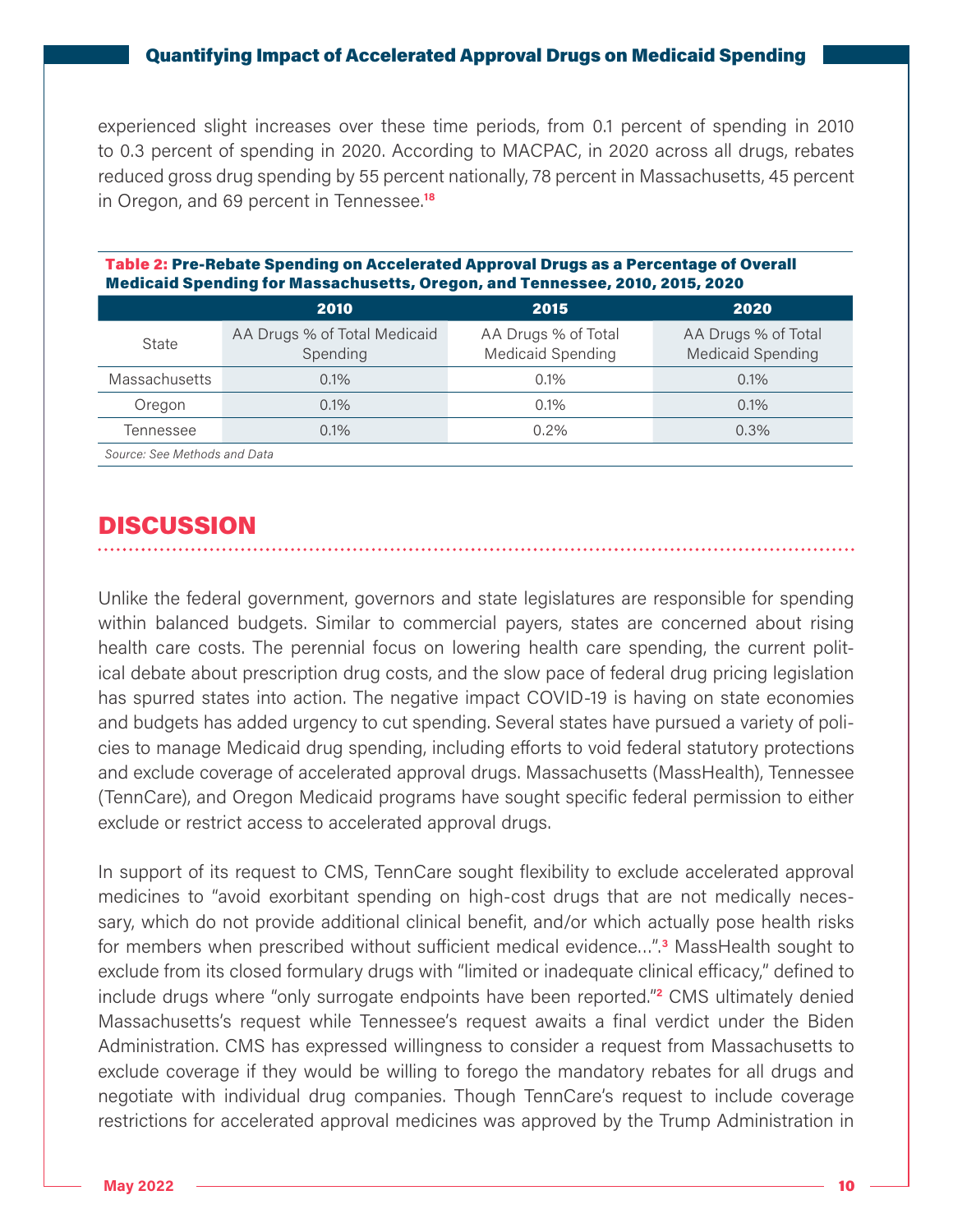experienced slight increases over these time periods, from 0.1 percent of spending in 2010 to 0.3 percent of spending in 2020. According to MACPAC, in 2020 across all drugs, rebates reduced gross drug spending by 55 percent nationally, 78 percent in Massachusetts, 45 percent in Oregon, and 69 percent in Tennessee.[18]

**Table 2: Pre-Rebate Spending on Accelerated Approval Drugs as a Percentage of Overall Medicaid Spending for Massachusetts, Oregon, and Tennessee, 2010, 2015, 2020**

| | 2010 | 2015 | 2020 |
|---|---|---|---|
| State | AA Drugs % of Total Medicaid Spending | AA Drugs % of Total Medicaid Spending | AA Drugs % of Total Medicaid Spending |
| Massachusetts | 0.1% | 0.1% | 0.1% |
| Oregon | 0.1% | 0.1% | 0.1% |
| Tennessee | 0.1% | 0.2% | 0.3% |

*Source: See Methods and Data*

## DISCUSSION

Unlike the federal government, governors and state legislatures are responsible for spending within balanced budgets. Similar to commercial payers, states are concerned about rising health care costs. The perennial focus on lowering health care spending, the current political debate about prescription drug costs, and the slow pace of federal drug pricing legislation has spurred states into action. The negative impact COVID-19 is having on state economies and budgets has added urgency to cut spending. Several states have pursued a variety of policies to manage Medicaid drug spending, including efforts to void federal statutory protections and exclude coverage of accelerated approval drugs. Massachusetts (MassHealth), Tennessee (TennCare), and Oregon Medicaid programs have sought specific federal permission to either exclude or restrict access to accelerated approval drugs.

In support of its request to CMS, TennCare sought flexibility to exclude accelerated approval medicines to "avoid exorbitant spending on high-cost drugs that are not medically necessary, which do not provide additional clinical benefit, and/or which actually pose health risks for members when prescribed without sufficient medical evidence…".[3] MassHealth sought to exclude from its closed formulary drugs with "limited or inadequate clinical efficacy," defined to include drugs where "only surrogate endpoints have been reported."[2] CMS ultimately denied Massachusetts's request while Tennessee's request awaits a final verdict under the Biden Administration. CMS has expressed willingness to consider a request from Massachusetts to exclude coverage if they would be willing to forego the mandatory rebates for all drugs and negotiate with individual drug companies. Though TennCare's request to include coverage restrictions for accelerated approval medicines was approved by the Trump Administration in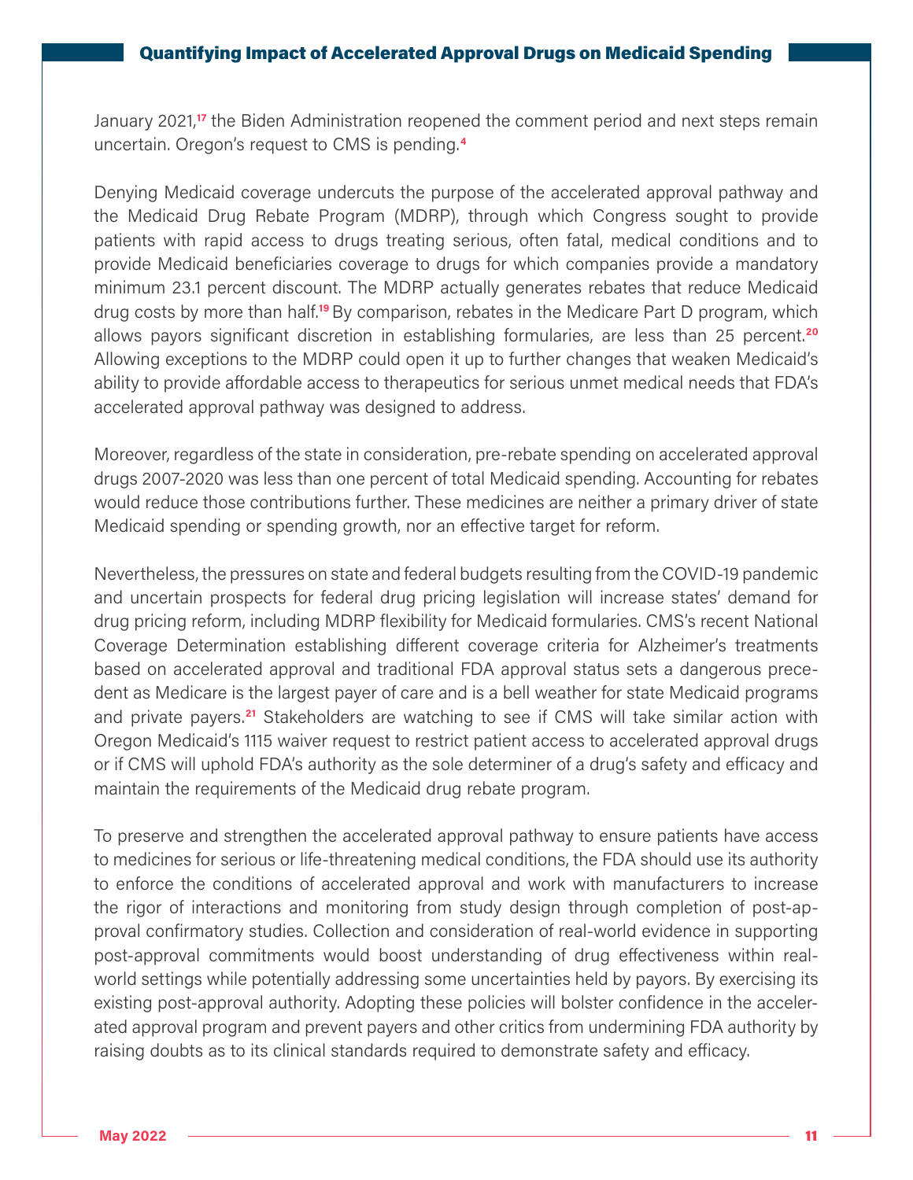January 2021,[17] the Biden Administration reopened the comment period and next steps remain uncertain. Oregon's request to CMS is pending.[4]

Denying Medicaid coverage undercuts the purpose of the accelerated approval pathway and the Medicaid Drug Rebate Program (MDRP), through which Congress sought to provide patients with rapid access to drugs treating serious, often fatal, medical conditions and to provide Medicaid beneficiaries coverage to drugs for which companies provide a mandatory minimum 23.1 percent discount. The MDRP actually generates rebates that reduce Medicaid drug costs by more than half.[19] By comparison, rebates in the Medicare Part D program, which allows payors significant discretion in establishing formularies, are less than 25 percent.[20] Allowing exceptions to the MDRP could open it up to further changes that weaken Medicaid's ability to provide affordable access to therapeutics for serious unmet medical needs that FDA's accelerated approval pathway was designed to address.

Moreover, regardless of the state in consideration, pre-rebate spending on accelerated approval drugs 2007-2020 was less than one percent of total Medicaid spending. Accounting for rebates would reduce those contributions further. These medicines are neither a primary driver of state Medicaid spending or spending growth, nor an effective target for reform.

Nevertheless, the pressures on state and federal budgets resulting from the COVID-19 pandemic and uncertain prospects for federal drug pricing legislation will increase states' demand for drug pricing reform, including MDRP flexibility for Medicaid formularies. CMS's recent National Coverage Determination establishing different coverage criteria for Alzheimer's treatments based on accelerated approval and traditional FDA approval status sets a dangerous precedent as Medicare is the largest payer of care and is a bell weather for state Medicaid programs and private payers.[21] Stakeholders are watching to see if CMS will take similar action with Oregon Medicaid's 1115 waiver request to restrict patient access to accelerated approval drugs or if CMS will uphold FDA's authority as the sole determiner of a drug's safety and efficacy and maintain the requirements of the Medicaid drug rebate program.

To preserve and strengthen the accelerated approval pathway to ensure patients have access to medicines for serious or life-threatening medical conditions, the FDA should use its authority to enforce the conditions of accelerated approval and work with manufacturers to increase the rigor of interactions and monitoring from study design through completion of post-approval confirmatory studies. Collection and consideration of real-world evidence in supporting post-approval commitments would boost understanding of drug effectiveness within real-world settings while potentially addressing some uncertainties held by payors. By exercising its existing post-approval authority. Adopting these policies will bolster confidence in the accelerated approval program and prevent payers and other critics from undermining FDA authority by raising doubts as to its clinical standards required to demonstrate safety and efficacy.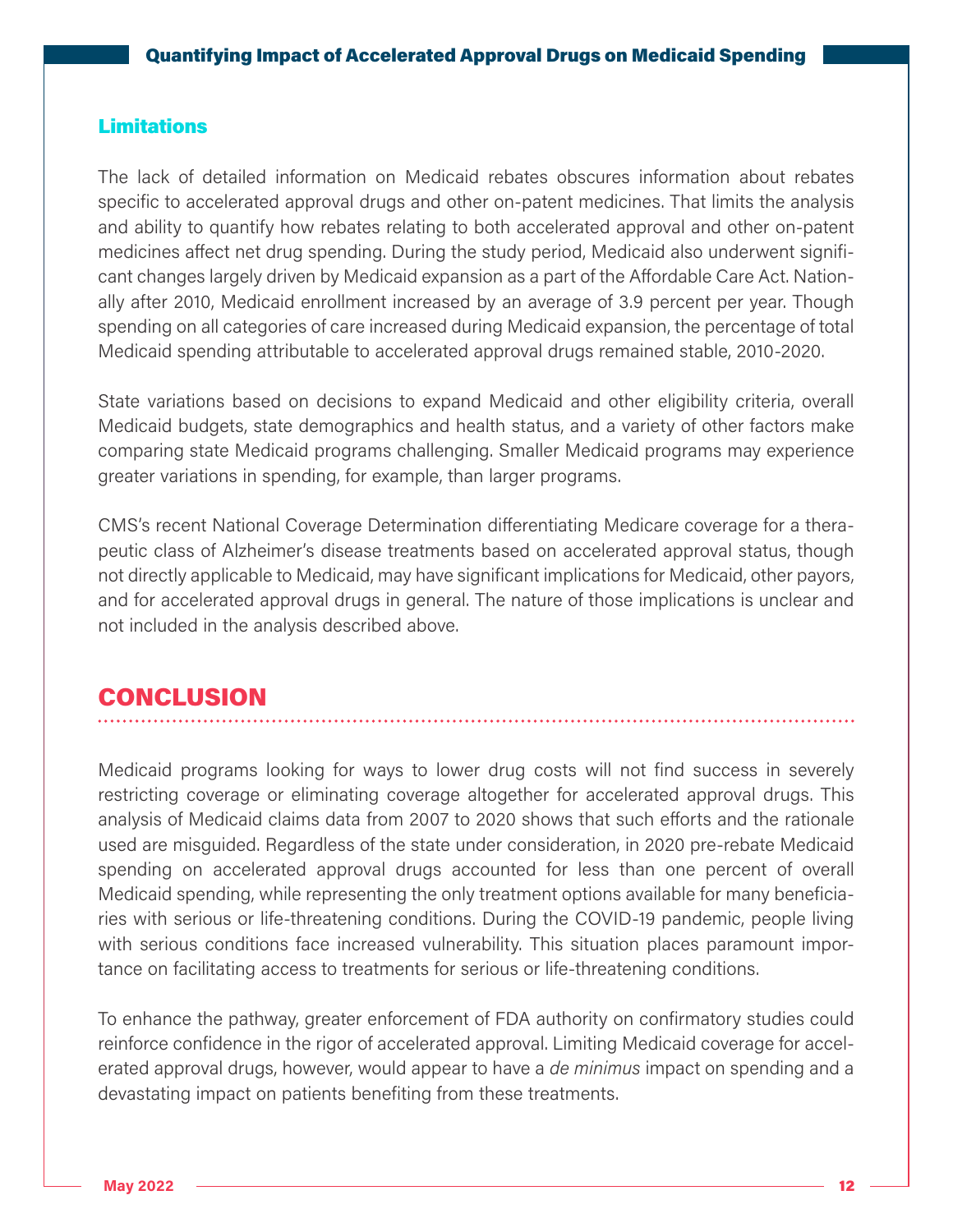### Limitations

The lack of detailed information on Medicaid rebates obscures information about rebates specific to accelerated approval drugs and other on-patent medicines. That limits the analysis and ability to quantify how rebates relating to both accelerated approval and other on-patent medicines affect net drug spending. During the study period, Medicaid also underwent significant changes largely driven by Medicaid expansion as a part of the Affordable Care Act. Nationally after 2010, Medicaid enrollment increased by an average of 3.9 percent per year. Though spending on all categories of care increased during Medicaid expansion, the percentage of total Medicaid spending attributable to accelerated approval drugs remained stable, 2010-2020.

State variations based on decisions to expand Medicaid and other eligibility criteria, overall Medicaid budgets, state demographics and health status, and a variety of other factors make comparing state Medicaid programs challenging. Smaller Medicaid programs may experience greater variations in spending, for example, than larger programs.

CMS's recent National Coverage Determination differentiating Medicare coverage for a therapeutic class of Alzheimer's disease treatments based on accelerated approval status, though not directly applicable to Medicaid, may have significant implications for Medicaid, other payors, and for accelerated approval drugs in general. The nature of those implications is unclear and not included in the analysis described above.

## CONCLUSION

Medicaid programs looking for ways to lower drug costs will not find success in severely restricting coverage or eliminating coverage altogether for accelerated approval drugs. This analysis of Medicaid claims data from 2007 to 2020 shows that such efforts and the rationale used are misguided. Regardless of the state under consideration, in 2020 pre-rebate Medicaid spending on accelerated approval drugs accounted for less than one percent of overall Medicaid spending, while representing the only treatment options available for many beneficiaries with serious or life-threatening conditions. During the COVID-19 pandemic, people living with serious conditions face increased vulnerability. This situation places paramount importance on facilitating access to treatments for serious or life-threatening conditions.

To enhance the pathway, greater enforcement of FDA authority on confirmatory studies could reinforce confidence in the rigor of accelerated approval. Limiting Medicaid coverage for accelerated approval drugs, however, would appear to have a *de minimus* impact on spending and a devastating impact on patients benefiting from these treatments.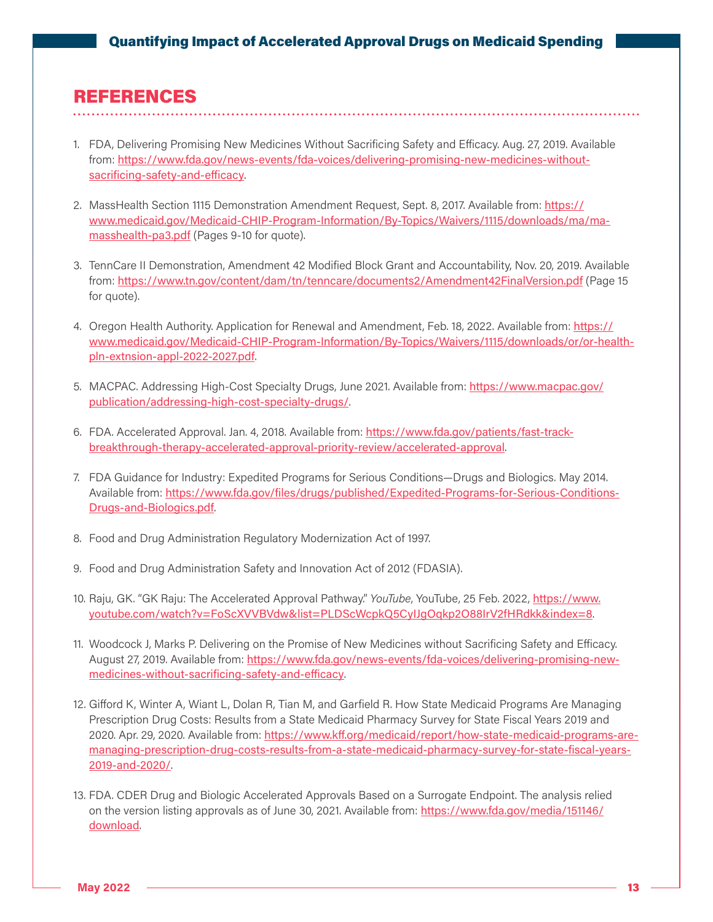# REFERENCES

1. FDA, Delivering Promising New Medicines Without Sacrificing Safety and Efficacy. Aug. 27, 2019. Available from: https://www.fda.gov/news-events/fda-voices/delivering-promising-new-medicines-without-sacrificing-safety-and-efficacy.

2. MassHealth Section 1115 Demonstration Amendment Request, Sept. 8, 2017. Available from: https://www.medicaid.gov/Medicaid-CHIP-Program-Information/By-Topics/Waivers/1115/downloads/ma/ma-masshealth-pa3.pdf (Pages 9-10 for quote).

3. TennCare II Demonstration, Amendment 42 Modified Block Grant and Accountability, Nov. 20, 2019. Available from: https://www.tn.gov/content/dam/tn/tenncare/documents2/Amendment42FinalVersion.pdf (Page 15 for quote).

4. Oregon Health Authority. Application for Renewal and Amendment, Feb. 18, 2022. Available from: https://www.medicaid.gov/Medicaid-CHIP-Program-Information/By-Topics/Waivers/1115/downloads/or/or-health-pln-extnsion-appl-2022-2027.pdf.

5. MACPAC. Addressing High-Cost Specialty Drugs, June 2021. Available from: https://www.macpac.gov/publication/addressing-high-cost-specialty-drugs/.

6. FDA. Accelerated Approval. Jan. 4, 2018. Available from: https://www.fda.gov/patients/fast-track-breakthrough-therapy-accelerated-approval-priority-review/accelerated-approval.

7. FDA Guidance for Industry: Expedited Programs for Serious Conditions—Drugs and Biologics. May 2014. Available from: https://www.fda.gov/files/drugs/published/Expedited-Programs-for-Serious-Conditions-Drugs-and-Biologics.pdf.

8. Food and Drug Administration Regulatory Modernization Act of 1997.

9. Food and Drug Administration Safety and Innovation Act of 2012 (FDASIA).

10. Raju, GK. "GK Raju: The Accelerated Approval Pathway." *YouTube*, YouTube, 25 Feb. 2022, https://www.youtube.com/watch?v=FoScXVVBVdw&list=PLDScWcpkQ5CyIJgOqkp2O88IrV2fHRdkk&index=8.

11. Woodcock J, Marks P. Delivering on the Promise of New Medicines without Sacrificing Safety and Efficacy. August 27, 2019. Available from: https://www.fda.gov/news-events/fda-voices/delivering-promising-new-medicines-without-sacrificing-safety-and-efficacy.

12. Gifford K, Winter A, Wiant L, Dolan R, Tian M, and Garfield R. How State Medicaid Programs Are Managing Prescription Drug Costs: Results from a State Medicaid Pharmacy Survey for State Fiscal Years 2019 and 2020. Apr. 29, 2020. Available from: https://www.kff.org/medicaid/report/how-state-medicaid-programs-are-managing-prescription-drug-costs-results-from-a-state-medicaid-pharmacy-survey-for-state-fiscal-years-2019-and-2020/.

13. FDA. CDER Drug and Biologic Accelerated Approvals Based on a Surrogate Endpoint. The analysis relied on the version listing approvals as of June 30, 2021. Available from: https://www.fda.gov/media/151146/download.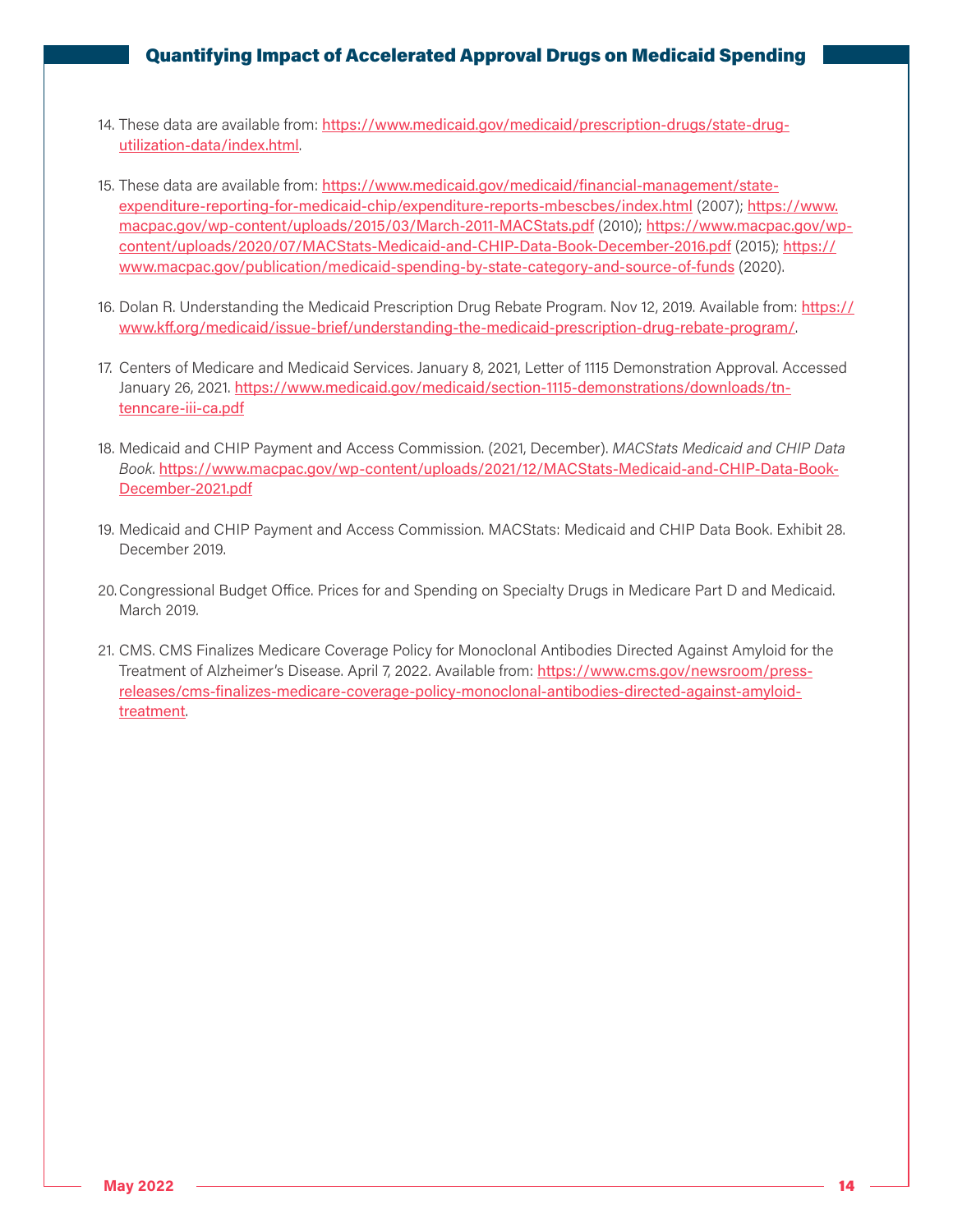14. These data are available from: https://www.medicaid.gov/medicaid/prescription-drugs/state-drug-utilization-data/index.html.

15. These data are available from: https://www.medicaid.gov/medicaid/financial-management/state-expenditure-reporting-for-medicaid-chip/expenditure-reports-mbescbes/index.html (2007); https://www.macpac.gov/wp-content/uploads/2015/03/March-2011-MACStats.pdf (2010); https://www.macpac.gov/wp-content/uploads/2020/07/MACStats-Medicaid-and-CHIP-Data-Book-December-2016.pdf (2015); https://www.macpac.gov/publication/medicaid-spending-by-state-category-and-source-of-funds (2020).

16. Dolan R. Understanding the Medicaid Prescription Drug Rebate Program. Nov 12, 2019. Available from: https://www.kff.org/medicaid/issue-brief/understanding-the-medicaid-prescription-drug-rebate-program/.

17. Centers of Medicare and Medicaid Services. January 8, 2021, Letter of 1115 Demonstration Approval. Accessed January 26, 2021. https://www.medicaid.gov/medicaid/section-1115-demonstrations/downloads/tn-tenncare-iii-ca.pdf

18. Medicaid and CHIP Payment and Access Commission. (2021, December). *MACStats Medicaid and CHIP Data Book*. https://www.macpac.gov/wp-content/uploads/2021/12/MACStats-Medicaid-and-CHIP-Data-Book-December-2021.pdf

19. Medicaid and CHIP Payment and Access Commission. MACStats: Medicaid and CHIP Data Book. Exhibit 28. December 2019.

20. Congressional Budget Office. Prices for and Spending on Specialty Drugs in Medicare Part D and Medicaid. March 2019.

21. CMS. CMS Finalizes Medicare Coverage Policy for Monoclonal Antibodies Directed Against Amyloid for the Treatment of Alzheimer's Disease. April 7, 2022. Available from: https://www.cms.gov/newsroom/press-releases/cms-finalizes-medicare-coverage-policy-monoclonal-antibodies-directed-against-amyloid-treatment.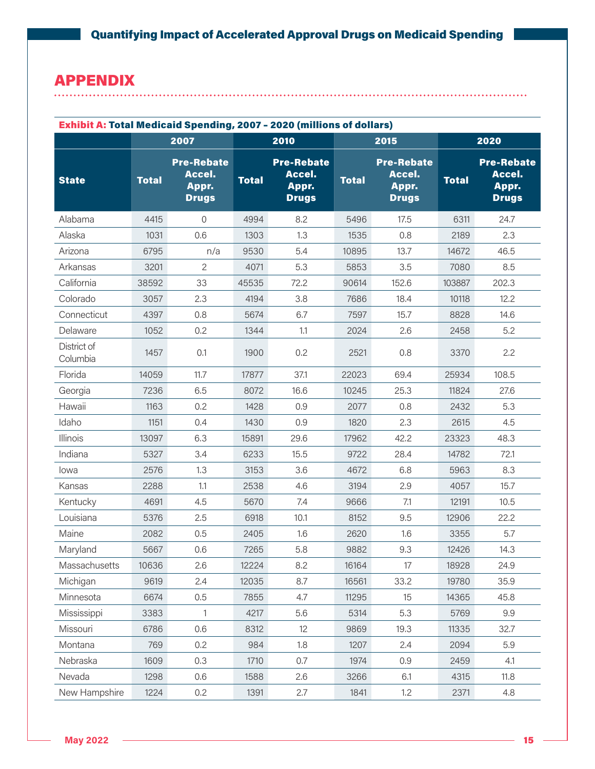## APPENDIX

**Exhibit A: Total Medicaid Spending, 2007 – 2020 (millions of dollars)**

| State | 2007 | | 2010 | | 2015 | | 2020 | |
|---|---|---|---|---|---|---|---|---|
| | Total | Pre-Rebate Accel. Appr. Drugs | Total | Pre-Rebate Accel. Appr. Drugs | Total | Pre-Rebate Accel. Appr. Drugs | Total | Pre-Rebate Accel. Appr. Drugs |
| Alabama | 4415 | 0 | 4994 | 8.2 | 5496 | 17.5 | 6311 | 24.7 |
| Alaska | 1031 | 0.6 | 1303 | 1.3 | 1535 | 0.8 | 2189 | 2.3 |
| Arizona | 6795 | n/a | 9530 | 5.4 | 10895 | 13.7 | 14672 | 46.5 |
| Arkansas | 3201 | 2 | 4071 | 5.3 | 5853 | 3.5 | 7080 | 8.5 |
| California | 38592 | 33 | 45535 | 72.2 | 90614 | 152.6 | 103887 | 202.3 |
| Colorado | 3057 | 2.3 | 4194 | 3.8 | 7686 | 18.4 | 10118 | 12.2 |
| Connecticut | 4397 | 0.8 | 5674 | 6.7 | 7597 | 15.7 | 8828 | 14.6 |
| Delaware | 1052 | 0.2 | 1344 | 1.1 | 2024 | 2.6 | 2458 | 5.2 |
| District of Columbia | 1457 | 0.1 | 1900 | 0.2 | 2521 | 0.8 | 3370 | 2.2 |
| Florida | 14059 | 11.7 | 17877 | 37.1 | 22023 | 69.4 | 25934 | 108.5 |
| Georgia | 7236 | 6.5 | 8072 | 16.6 | 10245 | 25.3 | 11824 | 27.6 |
| Hawaii | 1163 | 0.2 | 1428 | 0.9 | 2077 | 0.8 | 2432 | 5.3 |
| Idaho | 1151 | 0.4 | 1430 | 0.9 | 1820 | 2.3 | 2615 | 4.5 |
| Illinois | 13097 | 6.3 | 15891 | 29.6 | 17962 | 42.2 | 23323 | 48.3 |
| Indiana | 5327 | 3.4 | 6233 | 15.5 | 9722 | 28.4 | 14782 | 72.1 |
| Iowa | 2576 | 1.3 | 3153 | 3.6 | 4672 | 6.8 | 5963 | 8.3 |
| Kansas | 2288 | 1.1 | 2538 | 4.6 | 3194 | 2.9 | 4057 | 15.7 |
| Kentucky | 4691 | 4.5 | 5670 | 7.4 | 9666 | 7.1 | 12191 | 10.5 |
| Louisiana | 5376 | 2.5 | 6918 | 10.1 | 8152 | 9.5 | 12906 | 22.2 |
| Maine | 2082 | 0.5 | 2405 | 1.6 | 2620 | 1.6 | 3355 | 5.7 |
| Maryland | 5667 | 0.6 | 7265 | 5.8 | 9882 | 9.3 | 12426 | 14.3 |
| Massachusetts | 10636 | 2.6 | 12224 | 8.2 | 16164 | 17 | 18928 | 24.9 |
| Michigan | 9619 | 2.4 | 12035 | 8.7 | 16561 | 33.2 | 19780 | 35.9 |
| Minnesota | 6674 | 0.5 | 7855 | 4.7 | 11295 | 15 | 14365 | 45.8 |
| Mississippi | 3383 | 1 | 4217 | 5.6 | 5314 | 5.3 | 5769 | 9.9 |
| Missouri | 6786 | 0.6 | 8312 | 12 | 9869 | 19.3 | 11335 | 32.7 |
| Montana | 769 | 0.2 | 984 | 1.8 | 1207 | 2.4 | 2094 | 5.9 |
| Nebraska | 1609 | 0.3 | 1710 | 0.7 | 1974 | 0.9 | 2459 | 4.1 |
| Nevada | 1298 | 0.6 | 1588 | 2.6 | 3266 | 6.1 | 4315 | 11.8 |
| New Hampshire | 1224 | 0.2 | 1391 | 2.7 | 1841 | 1.2 | 2371 | 4.8 |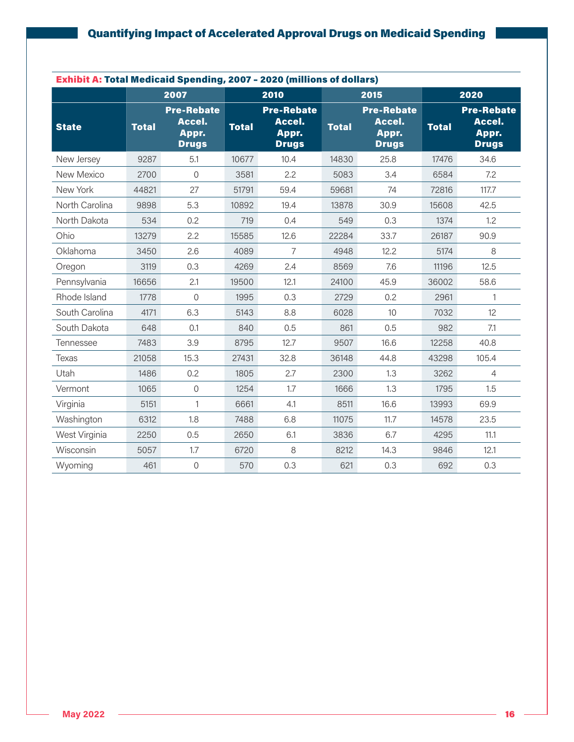**Exhibit A: Total Medicaid Spending, 2007 – 2020 (millions of dollars)**

| State | 2007 | | 2010 | | 2015 | | 2020 | |
|---|---|---|---|---|---|---|---|---|
| | Total | Pre-Rebate Accel. Appr. Drugs | Total | Pre-Rebate Accel. Appr. Drugs | Total | Pre-Rebate Accel. Appr. Drugs | Total | Pre-Rebate Accel. Appr. Drugs |
| New Jersey | 9287 | 5.1 | 10677 | 10.4 | 14830 | 25.8 | 17476 | 34.6 |
| New Mexico | 2700 | 0 | 3581 | 2.2 | 5083 | 3.4 | 6584 | 7.2 |
| New York | 44821 | 27 | 51791 | 59.4 | 59681 | 74 | 72816 | 117.7 |
| North Carolina | 9898 | 5.3 | 10892 | 19.4 | 13878 | 30.9 | 15608 | 42.5 |
| North Dakota | 534 | 0.2 | 719 | 0.4 | 549 | 0.3 | 1374 | 1.2 |
| Ohio | 13279 | 2.2 | 15585 | 12.6 | 22284 | 33.7 | 26187 | 90.9 |
| Oklahoma | 3450 | 2.6 | 4089 | 7 | 4948 | 12.2 | 5174 | 8 |
| Oregon | 3119 | 0.3 | 4269 | 2.4 | 8569 | 7.6 | 11196 | 12.5 |
| Pennsylvania | 16656 | 2.1 | 19500 | 12.1 | 24100 | 45.9 | 36002 | 58.6 |
| Rhode Island | 1778 | 0 | 1995 | 0.3 | 2729 | 0.2 | 2961 | 1 |
| South Carolina | 4171 | 6.3 | 5143 | 8.8 | 6028 | 10 | 7032 | 12 |
| South Dakota | 648 | 0.1 | 840 | 0.5 | 861 | 0.5 | 982 | 7.1 |
| Tennessee | 7483 | 3.9 | 8795 | 12.7 | 9507 | 16.6 | 12258 | 40.8 |
| Texas | 21058 | 15.3 | 27431 | 32.8 | 36148 | 44.8 | 43298 | 105.4 |
| Utah | 1486 | 0.2 | 1805 | 2.7 | 2300 | 1.3 | 3262 | 4 |
| Vermont | 1065 | 0 | 1254 | 1.7 | 1666 | 1.3 | 1795 | 1.5 |
| Virginia | 5151 | 1 | 6661 | 4.1 | 8511 | 16.6 | 13993 | 69.9 |
| Washington | 6312 | 1.8 | 7488 | 6.8 | 11075 | 11.7 | 14578 | 23.5 |
| West Virginia | 2250 | 0.5 | 2650 | 6.1 | 3836 | 6.7 | 4295 | 11.1 |
| Wisconsin | 5057 | 1.7 | 6720 | 8 | 8212 | 14.3 | 9846 | 12.1 |
| Wyoming | 461 | 0 | 570 | 0.3 | 621 | 0.3 | 692 | 0.3 |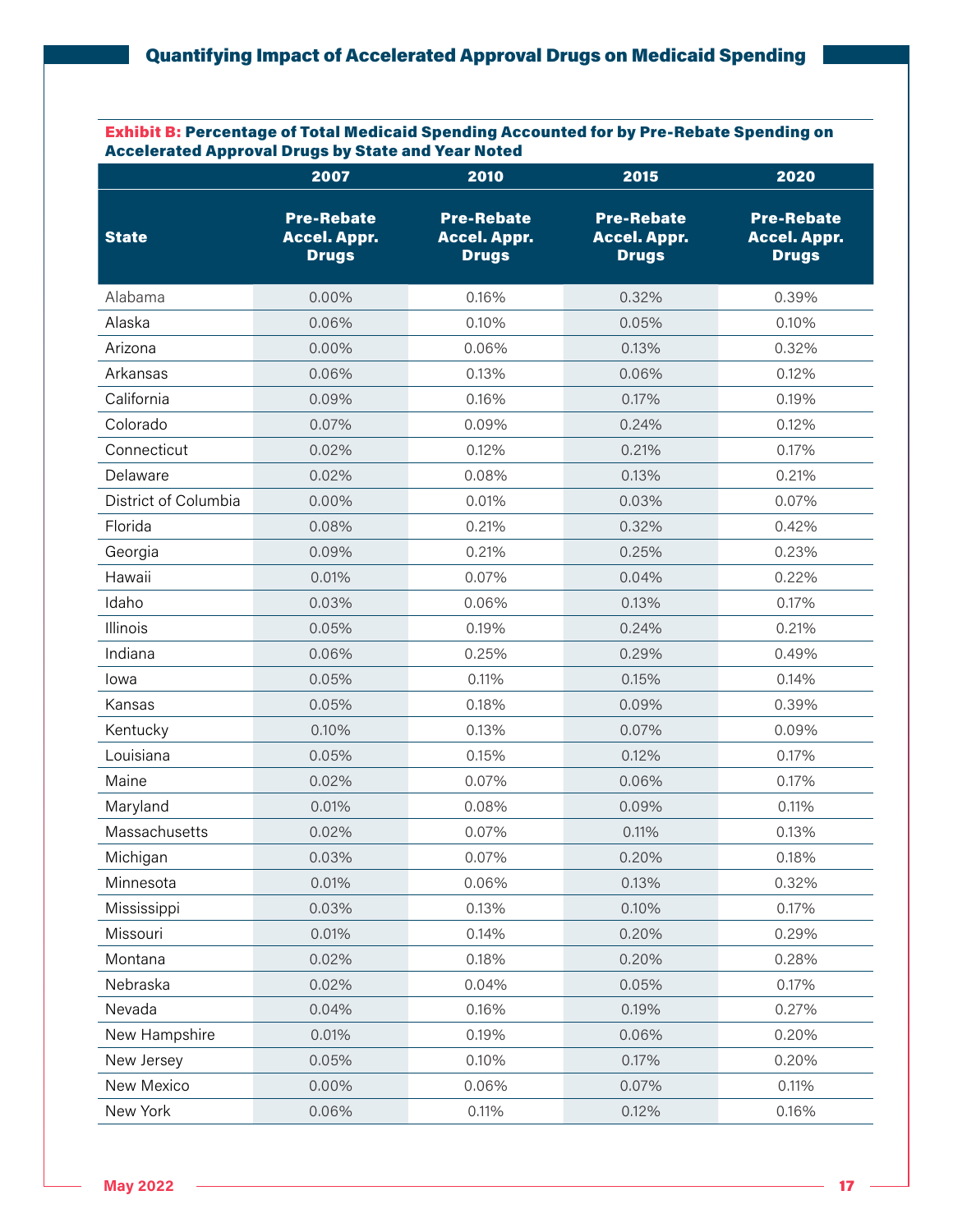**Exhibit B: Percentage of Total Medicaid Spending Accounted for by Pre-Rebate Spending on Accelerated Approval Drugs by State and Year Noted**

| | 2007 | 2010 | 2015 | 2020 |
|---|---|---|---|---|
| **State** | **Pre-Rebate Accel. Appr. Drugs** | **Pre-Rebate Accel. Appr. Drugs** | **Pre-Rebate Accel. Appr. Drugs** | **Pre-Rebate Accel. Appr. Drugs** |
| Alabama | 0.00% | 0.16% | 0.32% | 0.39% |
| Alaska | 0.06% | 0.10% | 0.05% | 0.10% |
| Arizona | 0.00% | 0.06% | 0.13% | 0.32% |
| Arkansas | 0.06% | 0.13% | 0.06% | 0.12% |
| California | 0.09% | 0.16% | 0.17% | 0.19% |
| Colorado | 0.07% | 0.09% | 0.24% | 0.12% |
| Connecticut | 0.02% | 0.12% | 0.21% | 0.17% |
| Delaware | 0.02% | 0.08% | 0.13% | 0.21% |
| District of Columbia | 0.00% | 0.01% | 0.03% | 0.07% |
| Florida | 0.08% | 0.21% | 0.32% | 0.42% |
| Georgia | 0.09% | 0.21% | 0.25% | 0.23% |
| Hawaii | 0.01% | 0.07% | 0.04% | 0.22% |
| Idaho | 0.03% | 0.06% | 0.13% | 0.17% |
| Illinois | 0.05% | 0.19% | 0.24% | 0.21% |
| Indiana | 0.06% | 0.25% | 0.29% | 0.49% |
| Iowa | 0.05% | 0.11% | 0.15% | 0.14% |
| Kansas | 0.05% | 0.18% | 0.09% | 0.39% |
| Kentucky | 0.10% | 0.13% | 0.07% | 0.09% |
| Louisiana | 0.05% | 0.15% | 0.12% | 0.17% |
| Maine | 0.02% | 0.07% | 0.06% | 0.17% |
| Maryland | 0.01% | 0.08% | 0.09% | 0.11% |
| Massachusetts | 0.02% | 0.07% | 0.11% | 0.13% |
| Michigan | 0.03% | 0.07% | 0.20% | 0.18% |
| Minnesota | 0.01% | 0.06% | 0.13% | 0.32% |
| Mississippi | 0.03% | 0.13% | 0.10% | 0.17% |
| Missouri | 0.01% | 0.14% | 0.20% | 0.29% |
| Montana | 0.02% | 0.18% | 0.20% | 0.28% |
| Nebraska | 0.02% | 0.04% | 0.05% | 0.17% |
| Nevada | 0.04% | 0.16% | 0.19% | 0.27% |
| New Hampshire | 0.01% | 0.19% | 0.06% | 0.20% |
| New Jersey | 0.05% | 0.10% | 0.17% | 0.20% |
| New Mexico | 0.00% | 0.06% | 0.07% | 0.11% |
| New York | 0.06% | 0.11% | 0.12% | 0.16% |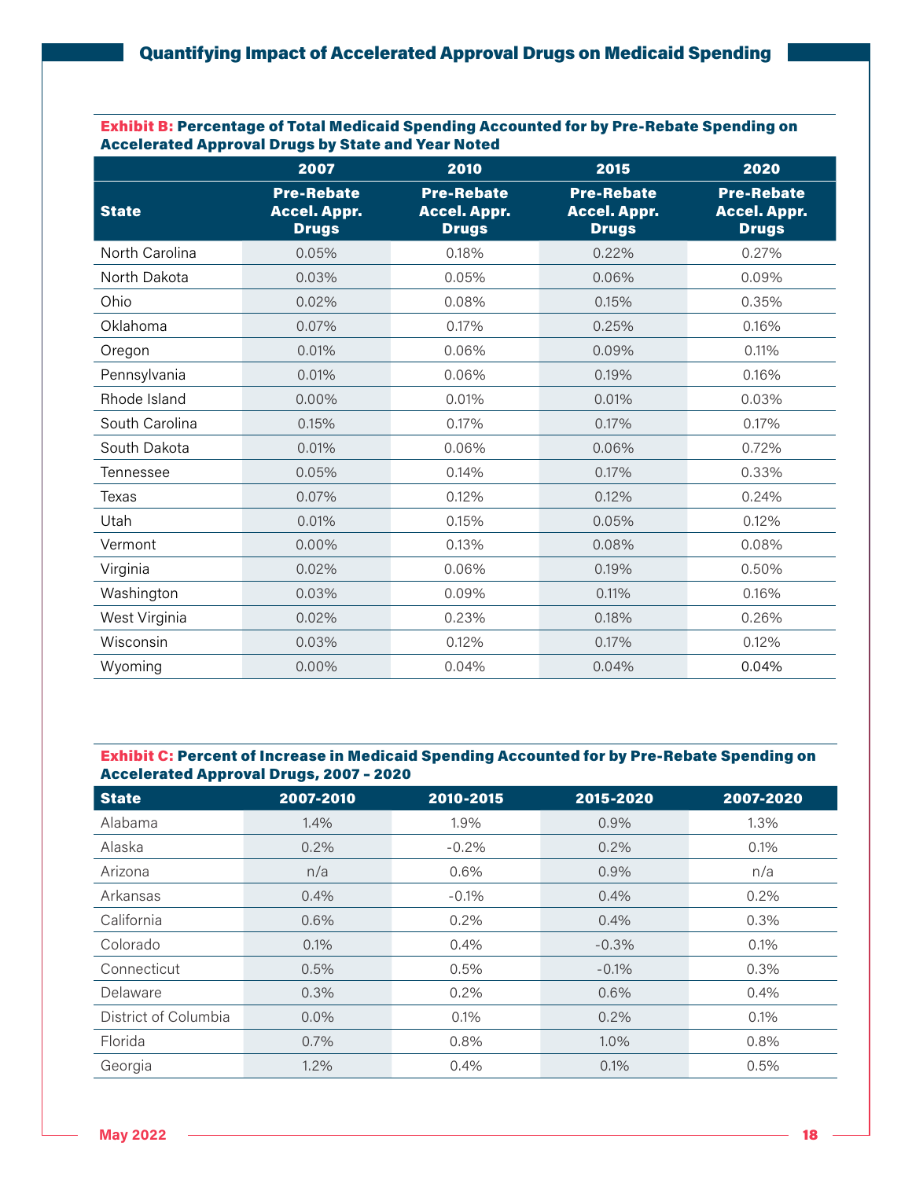**Exhibit B: Percentage of Total Medicaid Spending Accounted for by Pre-Rebate Spending on Accelerated Approval Drugs by State and Year Noted**

| | 2007 | 2010 | 2015 | 2020 |
|---|---|---|---|---|
| State | Pre-Rebate Accel. Appr. Drugs | Pre-Rebate Accel. Appr. Drugs | Pre-Rebate Accel. Appr. Drugs | Pre-Rebate Accel. Appr. Drugs |
| North Carolina | 0.05% | 0.18% | 0.22% | 0.27% |
| North Dakota | 0.03% | 0.05% | 0.06% | 0.09% |
| Ohio | 0.02% | 0.08% | 0.15% | 0.35% |
| Oklahoma | 0.07% | 0.17% | 0.25% | 0.16% |
| Oregon | 0.01% | 0.06% | 0.09% | 0.11% |
| Pennsylvania | 0.01% | 0.06% | 0.19% | 0.16% |
| Rhode Island | 0.00% | 0.01% | 0.01% | 0.03% |
| South Carolina | 0.15% | 0.17% | 0.17% | 0.17% |
| South Dakota | 0.01% | 0.06% | 0.06% | 0.72% |
| Tennessee | 0.05% | 0.14% | 0.17% | 0.33% |
| Texas | 0.07% | 0.12% | 0.12% | 0.24% |
| Utah | 0.01% | 0.15% | 0.05% | 0.12% |
| Vermont | 0.00% | 0.13% | 0.08% | 0.08% |
| Virginia | 0.02% | 0.06% | 0.19% | 0.50% |
| Washington | 0.03% | 0.09% | 0.11% | 0.16% |
| West Virginia | 0.02% | 0.23% | 0.18% | 0.26% |
| Wisconsin | 0.03% | 0.12% | 0.17% | 0.12% |
| Wyoming | 0.00% | 0.04% | 0.04% | 0.04% |

**Exhibit C: Percent of Increase in Medicaid Spending Accounted for by Pre-Rebate Spending on Accelerated Approval Drugs, 2007 – 2020**

| State | 2007-2010 | 2010-2015 | 2015-2020 | 2007-2020 |
|---|---|---|---|---|
| Alabama | 1.4% | 1.9% | 0.9% | 1.3% |
| Alaska | 0.2% | -0.2% | 0.2% | 0.1% |
| Arizona | n/a | 0.6% | 0.9% | n/a |
| Arkansas | 0.4% | -0.1% | 0.4% | 0.2% |
| California | 0.6% | 0.2% | 0.4% | 0.3% |
| Colorado | 0.1% | 0.4% | -0.3% | 0.1% |
| Connecticut | 0.5% | 0.5% | -0.1% | 0.3% |
| Delaware | 0.3% | 0.2% | 0.6% | 0.4% |
| District of Columbia | 0.0% | 0.1% | 0.2% | 0.1% |
| Florida | 0.7% | 0.8% | 1.0% | 0.8% |
| Georgia | 1.2% | 0.4% | 0.1% | 0.5% |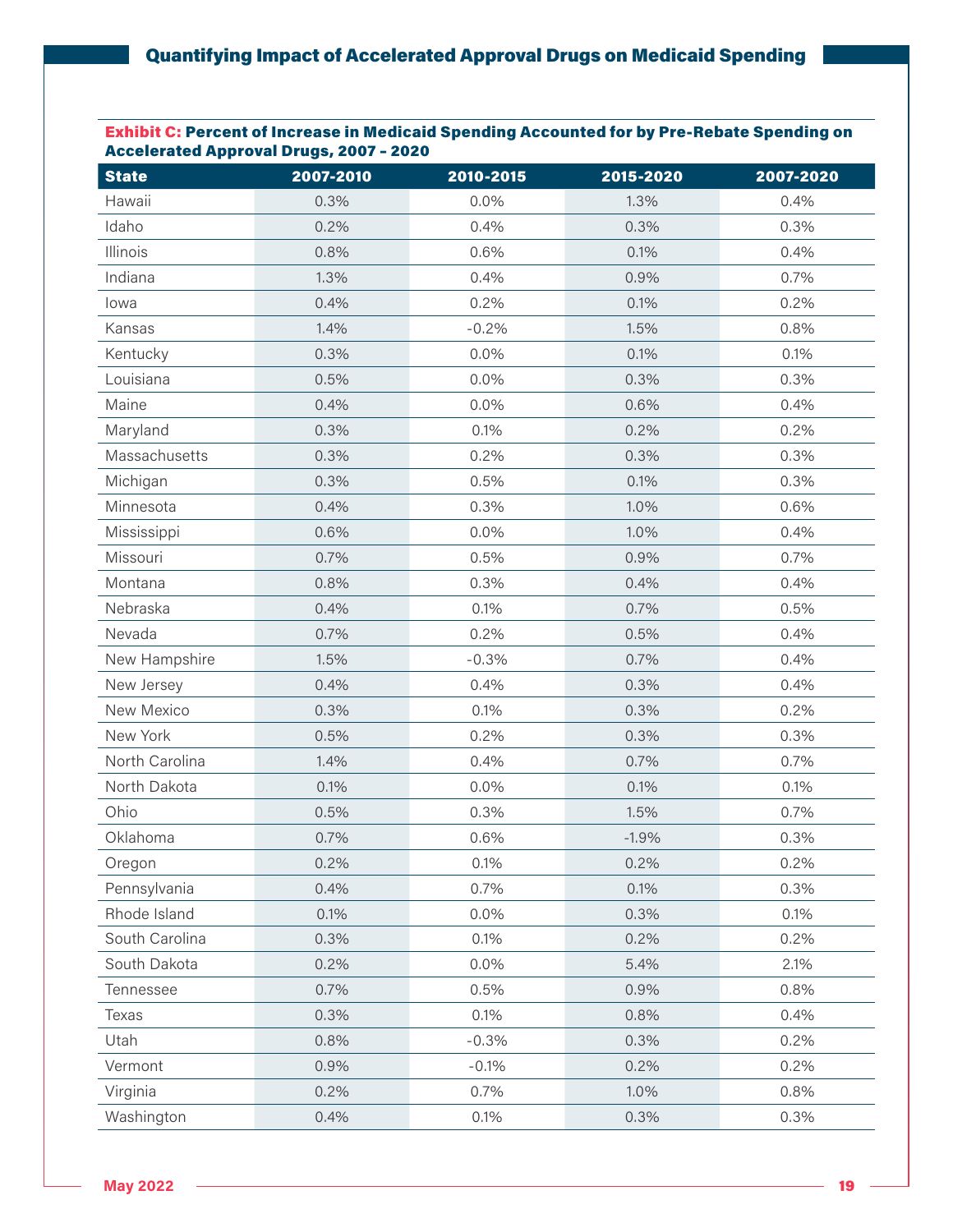**Exhibit C: Percent of Increase in Medicaid Spending Accounted for by Pre-Rebate Spending on Accelerated Approval Drugs, 2007 – 2020**

| State | 2007-2010 | 2010-2015 | 2015-2020 | 2007-2020 |
|---|---|---|---|---|
| Hawaii | 0.3% | 0.0% | 1.3% | 0.4% |
| Idaho | 0.2% | 0.4% | 0.3% | 0.3% |
| Illinois | 0.8% | 0.6% | 0.1% | 0.4% |
| Indiana | 1.3% | 0.4% | 0.9% | 0.7% |
| Iowa | 0.4% | 0.2% | 0.1% | 0.2% |
| Kansas | 1.4% | -0.2% | 1.5% | 0.8% |
| Kentucky | 0.3% | 0.0% | 0.1% | 0.1% |
| Louisiana | 0.5% | 0.0% | 0.3% | 0.3% |
| Maine | 0.4% | 0.0% | 0.6% | 0.4% |
| Maryland | 0.3% | 0.1% | 0.2% | 0.2% |
| Massachusetts | 0.3% | 0.2% | 0.3% | 0.3% |
| Michigan | 0.3% | 0.5% | 0.1% | 0.3% |
| Minnesota | 0.4% | 0.3% | 1.0% | 0.6% |
| Mississippi | 0.6% | 0.0% | 1.0% | 0.4% |
| Missouri | 0.7% | 0.5% | 0.9% | 0.7% |
| Montana | 0.8% | 0.3% | 0.4% | 0.4% |
| Nebraska | 0.4% | 0.1% | 0.7% | 0.5% |
| Nevada | 0.7% | 0.2% | 0.5% | 0.4% |
| New Hampshire | 1.5% | -0.3% | 0.7% | 0.4% |
| New Jersey | 0.4% | 0.4% | 0.3% | 0.4% |
| New Mexico | 0.3% | 0.1% | 0.3% | 0.2% |
| New York | 0.5% | 0.2% | 0.3% | 0.3% |
| North Carolina | 1.4% | 0.4% | 0.7% | 0.7% |
| North Dakota | 0.1% | 0.0% | 0.1% | 0.1% |
| Ohio | 0.5% | 0.3% | 1.5% | 0.7% |
| Oklahoma | 0.7% | 0.6% | -1.9% | 0.3% |
| Oregon | 0.2% | 0.1% | 0.2% | 0.2% |
| Pennsylvania | 0.4% | 0.7% | 0.1% | 0.3% |
| Rhode Island | 0.1% | 0.0% | 0.3% | 0.1% |
| South Carolina | 0.3% | 0.1% | 0.2% | 0.2% |
| South Dakota | 0.2% | 0.0% | 5.4% | 2.1% |
| Tennessee | 0.7% | 0.5% | 0.9% | 0.8% |
| Texas | 0.3% | 0.1% | 0.8% | 0.4% |
| Utah | 0.8% | -0.3% | 0.3% | 0.2% |
| Vermont | 0.9% | -0.1% | 0.2% | 0.2% |
| Virginia | 0.2% | 0.7% | 1.0% | 0.8% |
| Washington | 0.4% | 0.1% | 0.3% | 0.3% |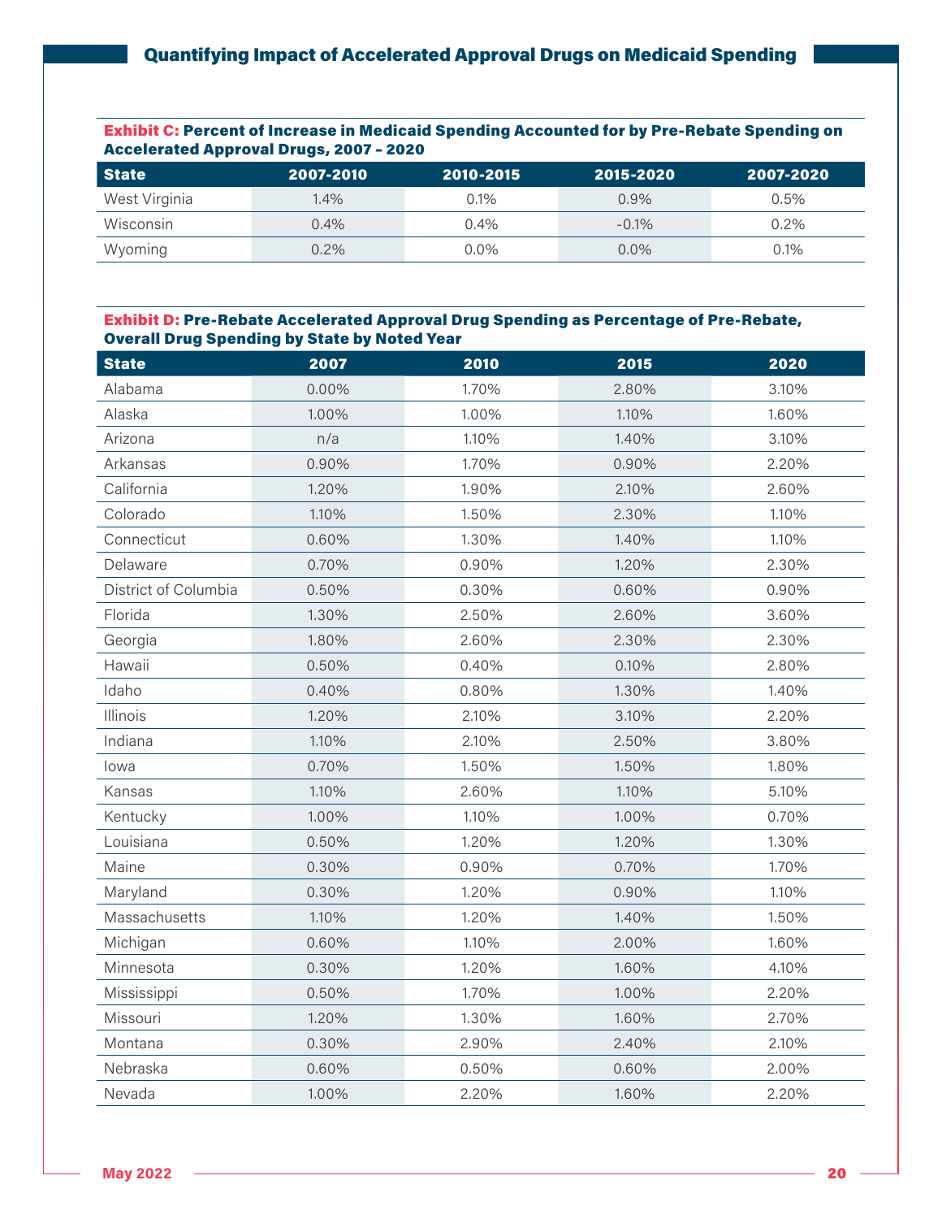**Exhibit C: Percent of Increase in Medicaid Spending Accounted for by Pre-Rebate Spending on Accelerated Approval Drugs, 2007 – 2020**

| State | 2007-2010 | 2010-2015 | 2015-2020 | 2007-2020 |
|---|---|---|---|---|
| West Virginia | 1.4% | 0.1% | 0.9% | 0.5% |
| Wisconsin | 0.4% | 0.4% | -0.1% | 0.2% |
| Wyoming | 0.2% | 0.0% | 0.0% | 0.1% |

**Exhibit D: Pre-Rebate Accelerated Approval Drug Spending as Percentage of Pre-Rebate, Overall Drug Spending by State by Noted Year**

| State | 2007 | 2010 | 2015 | 2020 |
|---|---|---|---|---|
| Alabama | 0.00% | 1.70% | 2.80% | 3.10% |
| Alaska | 1.00% | 1.00% | 1.10% | 1.60% |
| Arizona | n/a | 1.10% | 1.40% | 3.10% |
| Arkansas | 0.90% | 1.70% | 0.90% | 2.20% |
| California | 1.20% | 1.90% | 2.10% | 2.60% |
| Colorado | 1.10% | 1.50% | 2.30% | 1.10% |
| Connecticut | 0.60% | 1.30% | 1.40% | 1.10% |
| Delaware | 0.70% | 0.90% | 1.20% | 2.30% |
| District of Columbia | 0.50% | 0.30% | 0.60% | 0.90% |
| Florida | 1.30% | 2.50% | 2.60% | 3.60% |
| Georgia | 1.80% | 2.60% | 2.30% | 2.30% |
| Hawaii | 0.50% | 0.40% | 0.10% | 2.80% |
| Idaho | 0.40% | 0.80% | 1.30% | 1.40% |
| Illinois | 1.20% | 2.10% | 3.10% | 2.20% |
| Indiana | 1.10% | 2.10% | 2.50% | 3.80% |
| Iowa | 0.70% | 1.50% | 1.50% | 1.80% |
| Kansas | 1.10% | 2.60% | 1.10% | 5.10% |
| Kentucky | 1.00% | 1.10% | 1.00% | 0.70% |
| Louisiana | 0.50% | 1.20% | 1.20% | 1.30% |
| Maine | 0.30% | 0.90% | 0.70% | 1.70% |
| Maryland | 0.30% | 1.20% | 0.90% | 1.10% |
| Massachusetts | 1.10% | 1.20% | 1.40% | 1.50% |
| Michigan | 0.60% | 1.10% | 2.00% | 1.60% |
| Minnesota | 0.30% | 1.20% | 1.60% | 4.10% |
| Mississippi | 0.50% | 1.70% | 1.00% | 2.20% |
| Missouri | 1.20% | 1.30% | 1.60% | 2.70% |
| Montana | 0.30% | 2.90% | 2.40% | 2.10% |
| Nebraska | 0.60% | 0.50% | 0.60% | 2.00% |
| Nevada | 1.00% | 2.20% | 1.60% | 2.20% |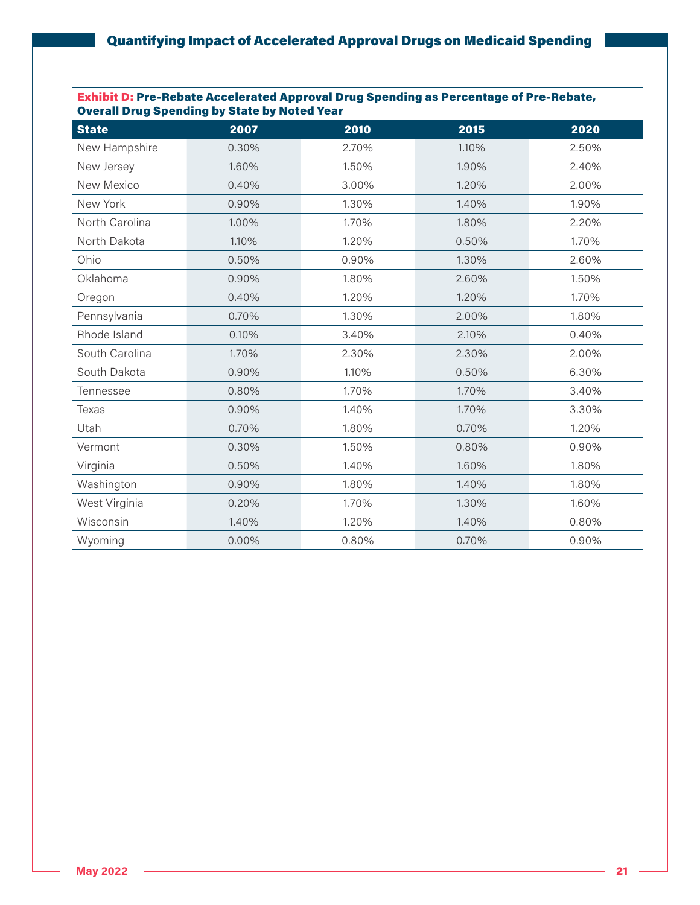**Exhibit D: Pre-Rebate Accelerated Approval Drug Spending as Percentage of Pre-Rebate, Overall Drug Spending by State by Noted Year**

| State | 2007 | 2010 | 2015 | 2020 |
|---|---|---|---|---|
| New Hampshire | 0.30% | 2.70% | 1.10% | 2.50% |
| New Jersey | 1.60% | 1.50% | 1.90% | 2.40% |
| New Mexico | 0.40% | 3.00% | 1.20% | 2.00% |
| New York | 0.90% | 1.30% | 1.40% | 1.90% |
| North Carolina | 1.00% | 1.70% | 1.80% | 2.20% |
| North Dakota | 1.10% | 1.20% | 0.50% | 1.70% |
| Ohio | 0.50% | 0.90% | 1.30% | 2.60% |
| Oklahoma | 0.90% | 1.80% | 2.60% | 1.50% |
| Oregon | 0.40% | 1.20% | 1.20% | 1.70% |
| Pennsylvania | 0.70% | 1.30% | 2.00% | 1.80% |
| Rhode Island | 0.10% | 3.40% | 2.10% | 0.40% |
| South Carolina | 1.70% | 2.30% | 2.30% | 2.00% |
| South Dakota | 0.90% | 1.10% | 0.50% | 6.30% |
| Tennessee | 0.80% | 1.70% | 1.70% | 3.40% |
| Texas | 0.90% | 1.40% | 1.70% | 3.30% |
| Utah | 0.70% | 1.80% | 0.70% | 1.20% |
| Vermont | 0.30% | 1.50% | 0.80% | 0.90% |
| Virginia | 0.50% | 1.40% | 1.60% | 1.80% |
| Washington | 0.90% | 1.80% | 1.40% | 1.80% |
| West Virginia | 0.20% | 1.70% | 1.30% | 1.60% |
| Wisconsin | 1.40% | 1.20% | 1.40% | 0.80% |
| Wyoming | 0.00% | 0.80% | 0.70% | 0.90% |